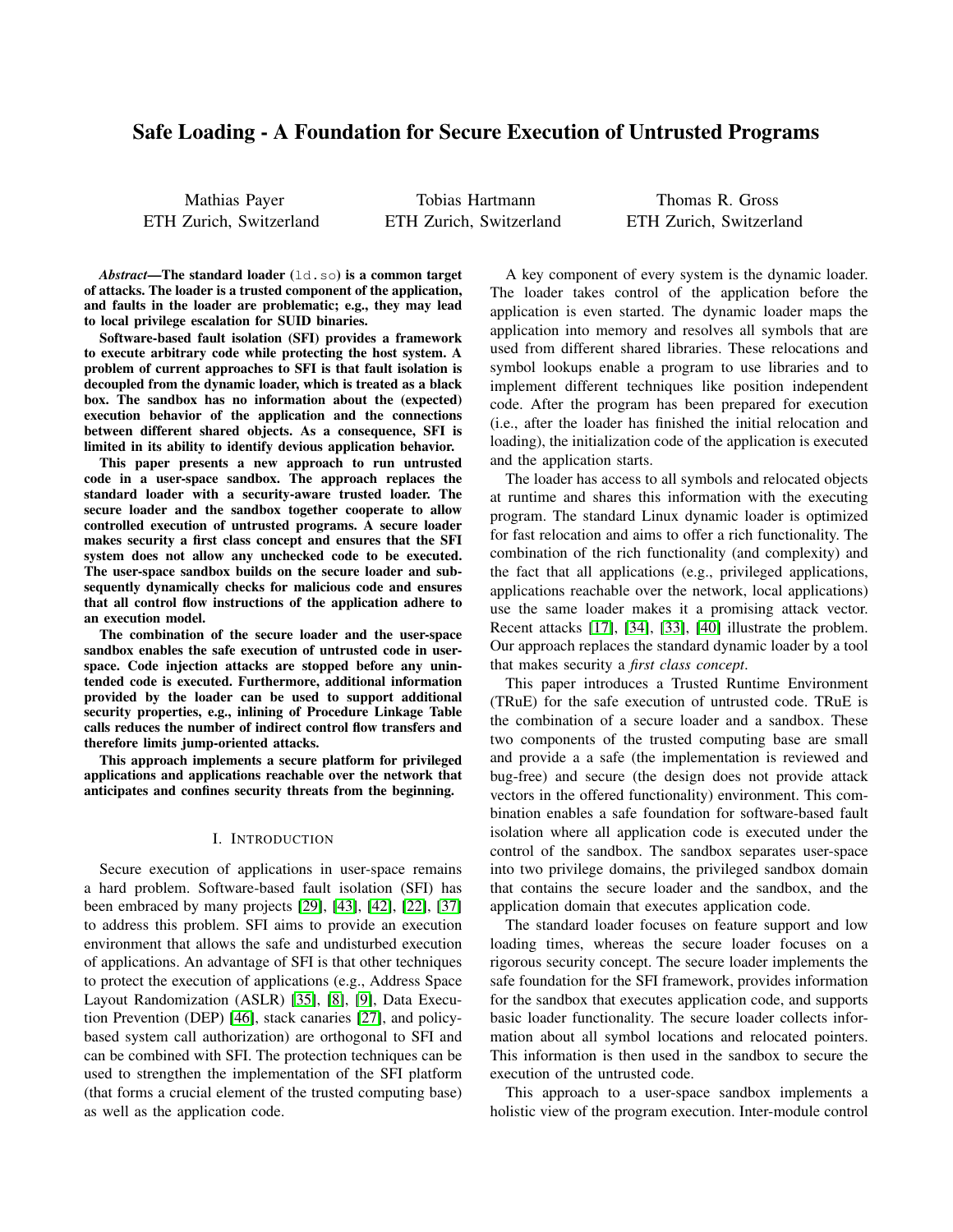# Safe Loading - A Foundation for Secure Execution of Untrusted Programs

Mathias Payer
ETH Zurich, Switzerland

Tobias Hartmann
ETH Zurich, Switzerland

Thomas R. Gross
ETH Zurich, Switzerland

***Abstract*—The standard loader (`ld.so`) is a common target of attacks. The loader is a trusted component of the application, and faults in the loader are problematic; e.g., they may lead to local privilege escalation for SUID binaries.**

**Software-based fault isolation (SFI) provides a framework to execute arbitrary code while protecting the host system. A problem of current approaches to SFI is that fault isolation is decoupled from the dynamic loader, which is treated as a black box. The sandbox has no information about the (expected) execution behavior of the application and the connections between different shared objects. As a consequence, SFI is limited in its ability to identify devious application behavior.**

**This paper presents a new approach to run untrusted code in a user-space sandbox. The approach replaces the standard loader with a security-aware trusted loader. The secure loader and the sandbox together cooperate to allow controlled execution of untrusted programs. A secure loader makes security a first class concept and ensures that the SFI system does not allow any unchecked code to be executed. The user-space sandbox builds on the secure loader and subsequently dynamically checks for malicious code and ensures that all control flow instructions of the application adhere to an execution model.**

**The combination of the secure loader and the user-space sandbox enables the safe execution of untrusted code in user-space. Code injection attacks are stopped before any unintended code is executed. Furthermore, additional information provided by the loader can be used to support additional security properties, e.g., inlining of Procedure Linkage Table calls reduces the number of indirect control flow transfers and therefore limits jump-oriented attacks.**

**This approach implements a secure platform for privileged applications and applications reachable over the network that anticipates and confines security threats from the beginning.**

## I. Introduction

Secure execution of applications in user-space remains a hard problem. Software-based fault isolation (SFI) has been embraced by many projects [29], [43], [42], [22], [37] to address this problem. SFI aims to provide an execution environment that allows the safe and undisturbed execution of applications. An advantage of SFI is that other techniques to protect the execution of applications (e.g., Address Space Layout Randomization (ASLR) [35], [8], [9], Data Execution Prevention (DEP) [46], stack canaries [27], and policy-based system call authorization) are orthogonal to SFI and can be combined with SFI. The protection techniques can be used to strengthen the implementation of the SFI platform (that forms a crucial element of the trusted computing base) as well as the application code.

A key component of every system is the dynamic loader. The loader takes control of the application before the application is even started. The dynamic loader maps the application into memory and resolves all symbols that are used from different shared libraries. These relocations and symbol lookups enable a program to use libraries and to implement different techniques like position independent code. After the program has been prepared for execution (i.e., after the loader has finished the initial relocation and loading), the initialization code of the application is executed and the application starts.

The loader has access to all symbols and relocated objects at runtime and shares this information with the executing program. The standard Linux dynamic loader is optimized for fast relocation and aims to offer a rich functionality. The combination of the rich functionality (and complexity) and the fact that all applications (e.g., privileged applications, applications reachable over the network, local applications) use the same loader makes it a promising attack vector. Recent attacks [17], [34], [33], [40] illustrate the problem. Our approach replaces the standard dynamic loader by a tool that makes security a *first class concept*.

This paper introduces a Trusted Runtime Environment (TRuE) for the safe execution of untrusted code. TRuE is the combination of a secure loader and a sandbox. These two components of the trusted computing base are small and provide a a safe (the implementation is reviewed and bug-free) and secure (the design does not provide attack vectors in the offered functionality) environment. This combination enables a safe foundation for software-based fault isolation where all application code is executed under the control of the sandbox. The sandbox separates user-space into two privilege domains, the privileged sandbox domain that contains the secure loader and the sandbox, and the application domain that executes application code.

The standard loader focuses on feature support and low loading times, whereas the secure loader focuses on a rigorous security concept. The secure loader implements the safe foundation for the SFI framework, provides information for the sandbox that executes application code, and supports basic loader functionality. The secure loader collects information about all symbol locations and relocated pointers. This information is then used in the sandbox to secure the execution of the untrusted code.

This approach to a user-space sandbox implements a holistic view of the program execution. Inter-module control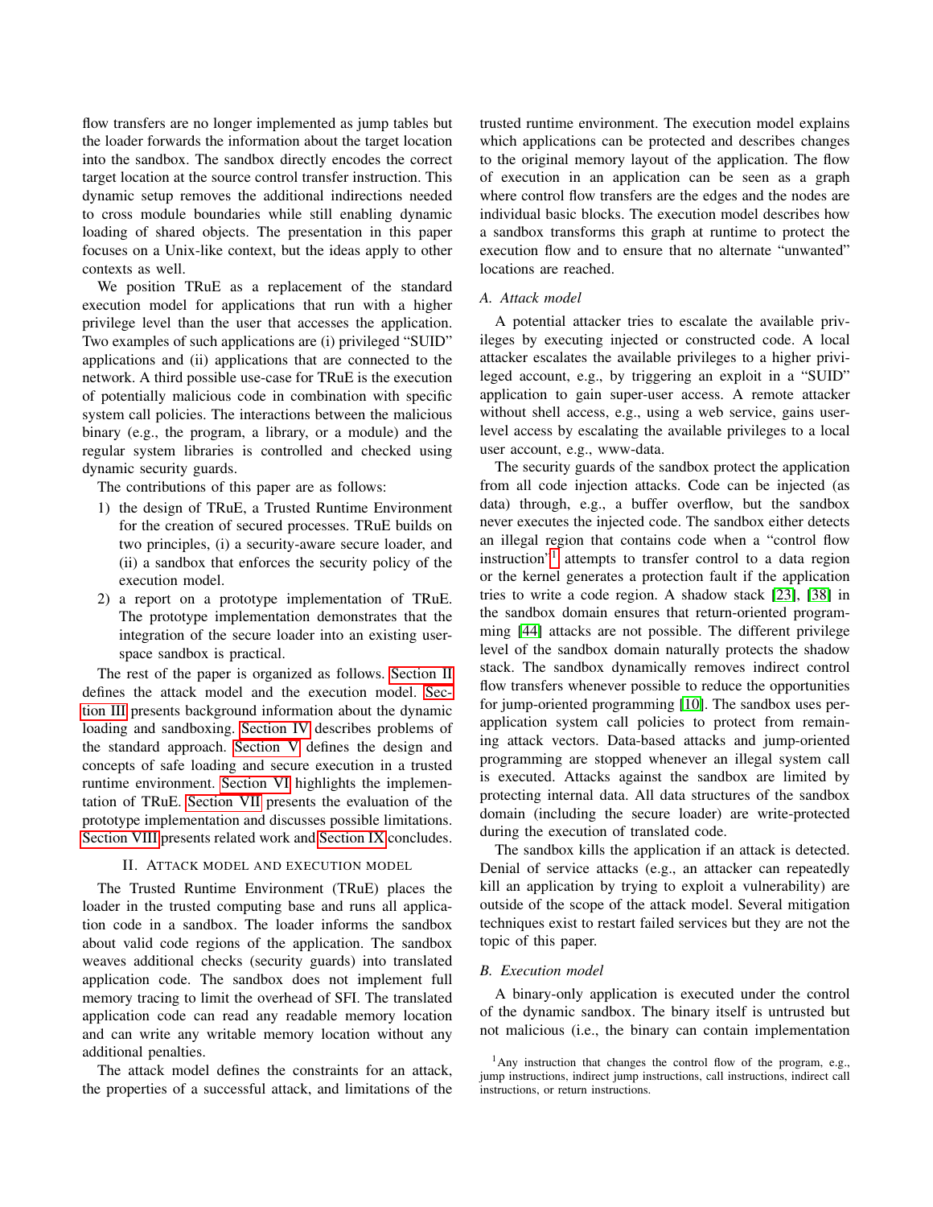flow transfers are no longer implemented as jump tables but the loader forwards the information about the target location into the sandbox. The sandbox directly encodes the correct target location at the source control transfer instruction. This dynamic setup removes the additional indirections needed to cross module boundaries while still enabling dynamic loading of shared objects. The presentation in this paper focuses on a Unix-like context, but the ideas apply to other contexts as well.

We position TRuE as a replacement of the standard execution model for applications that run with a higher privilege level than the user that accesses the application. Two examples of such applications are (i) privileged "SUID" applications and (ii) applications that are connected to the network. A third possible use-case for TRuE is the execution of potentially malicious code in combination with specific system call policies. The interactions between the malicious binary (e.g., the program, a library, or a module) and the regular system libraries is controlled and checked using dynamic security guards.

The contributions of this paper are as follows:

1) the design of TRuE, a Trusted Runtime Environment for the creation of secured processes. TRuE builds on two principles, (i) a security-aware secure loader, and (ii) a sandbox that enforces the security policy of the execution model.
2) a report on a prototype implementation of TRuE. The prototype implementation demonstrates that the integration of the secure loader into an existing user-space sandbox is practical.

The rest of the paper is organized as follows. Section II defines the attack model and the execution model. Section III presents background information about the dynamic loading and sandboxing. Section IV describes problems of the standard approach. Section V defines the design and concepts of safe loading and secure execution in a trusted runtime environment. Section VI highlights the implementation of TRuE. Section VII presents the evaluation of the prototype implementation and discusses possible limitations. Section VIII presents related work and Section IX concludes.

## II. Attack Model and Execution Model

The Trusted Runtime Environment (TRuE) places the loader in the trusted computing base and runs all application code in a sandbox. The loader informs the sandbox about valid code regions of the application. The sandbox weaves additional checks (security guards) into translated application code. The sandbox does not implement full memory tracing to limit the overhead of SFI. The translated application code can read any readable memory location and can write any writable memory location without any additional penalties.

The attack model defines the constraints for an attack, the properties of a successful attack, and limitations of the trusted runtime environment. The execution model explains which applications can be protected and describes changes to the original memory layout of the application. The flow of execution in an application can be seen as a graph where control flow transfers are the edges and the nodes are individual basic blocks. The execution model describes how a sandbox transforms this graph at runtime to protect the execution flow and to ensure that no alternate "unwanted" locations are reached.

### A. Attack model

A potential attacker tries to escalate the available privileges by executing injected or constructed code. A local attacker escalates the available privileges to a higher privileged account, e.g., by triggering an exploit in a "SUID" application to gain super-user access. A remote attacker without shell access, e.g., using a web service, gains user-level access by escalating the available privileges to a local user account, e.g., www-data.

The security guards of the sandbox protect the application from all code injection attacks. Code can be injected (as data) through, e.g., a buffer overflow, but the sandbox never executes the injected code. The sandbox either detects an illegal region that contains code when a "control flow instruction"[1] attempts to transfer control to a data region or the kernel generates a protection fault if the application tries to write a code region. A shadow stack [23], [38] in the sandbox domain ensures that return-oriented programming [44] attacks are not possible. The different privilege level of the sandbox domain naturally protects the shadow stack. The sandbox dynamically removes indirect control flow transfers whenever possible to reduce the opportunities for jump-oriented programming [10]. The sandbox uses per-application system call policies to protect from remaining attack vectors. Data-based attacks and jump-oriented programming are stopped whenever an illegal system call is executed. Attacks against the sandbox are limited by protecting internal data. All data structures of the sandbox domain (including the secure loader) are write-protected during the execution of translated code.

The sandbox kills the application if an attack is detected. Denial of service attacks (e.g., an attacker can repeatedly kill an application by trying to exploit a vulnerability) are outside of the scope of the attack model. Several mitigation techniques exist to restart failed services but they are not the topic of this paper.

### B. Execution model

A binary-only application is executed under the control of the dynamic sandbox. The binary itself is untrusted but not malicious (i.e., the binary can contain implementation

[1] Any instruction that changes the control flow of the program, e.g., jump instructions, indirect jump instructions, call instructions, indirect call instructions, or return instructions.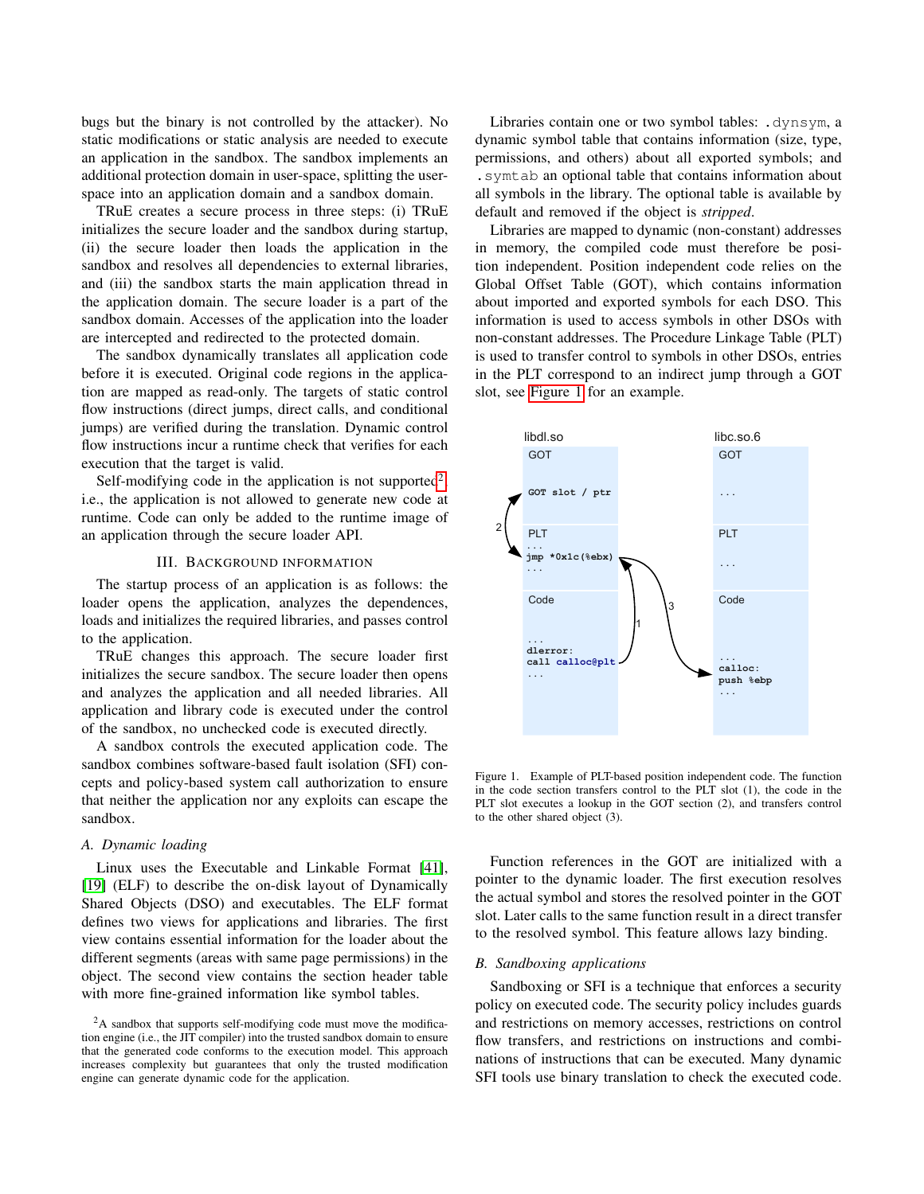bugs but the binary is not controlled by the attacker). No static modifications or static analysis are needed to execute an application in the sandbox. The sandbox implements an additional protection domain in user-space, splitting the user-space into an application domain and a sandbox domain.

TRuE creates a secure process in three steps: (i) TRuE initializes the secure loader and the sandbox during startup, (ii) the secure loader then loads the application in the sandbox and resolves all dependencies to external libraries, and (iii) the sandbox starts the main application thread in the application domain. The secure loader is a part of the sandbox domain. Accesses of the application into the loader are intercepted and redirected to the protected domain.

The sandbox dynamically translates all application code before it is executed. Original code regions in the application are mapped as read-only. The targets of static control flow instructions (direct jumps, direct calls, and conditional jumps) are verified during the translation. Dynamic control flow instructions incur a runtime check that verifies for each execution that the target is valid.

Self-modifying code in the application is not supported[2], i.e., the application is not allowed to generate new code at runtime. Code can only be added to the runtime image of an application through the secure loader API.

## III. Background Information

The startup process of an application is as follows: the loader opens the application, analyzes the dependences, loads and initializes the required libraries, and passes control to the application.

TRuE changes this approach. The secure loader first initializes the secure sandbox. The secure loader then opens and analyzes the application and all needed libraries. All application and library code is executed under the control of the sandbox, no unchecked code is executed directly.

A sandbox controls the executed application code. The sandbox combines software-based fault isolation (SFI) concepts and policy-based system call authorization to ensure that neither the application nor any exploits can escape the sandbox.

### A. Dynamic loading

Linux uses the Executable and Linkable Format [41], [19] (ELF) to describe the on-disk layout of Dynamically Shared Objects (DSO) and executables. The ELF format defines two views for applications and libraries. The first view contains essential information for the loader about the different segments (areas with same page permissions) in the object. The second view contains the section header table with more fine-grained information like symbol tables.

[2] A sandbox that supports self-modifying code must move the modification engine (i.e., the JIT compiler) into the trusted sandbox domain to ensure that the generated code conforms to the execution model. This approach increases complexity but guarantees that only the trusted modification engine can generate dynamic code for the application.

Libraries contain one or two symbol tables: `.dynsym`, a dynamic symbol table that contains information (size, type, permissions, and others) about all exported symbols; and `.symtab` an optional table that contains information about all symbols in the library. The optional table is available by default and removed if the object is *stripped*.

Libraries are mapped to dynamic (non-constant) addresses in memory, the compiled code must therefore be position independent. Position independent code relies on the Global Offset Table (GOT), which contains information about imported and exported symbols for each DSO. This information is used to access symbols in other DSOs with non-constant addresses. The Procedure Linkage Table (PLT) is used to transfer control to symbols in other DSOs, entries in the PLT correspond to an indirect jump through a GOT slot, see Figure 1 for an example.

libdl.so
GOT
GOT slot / ptr
PLT
...
jmp *0x1c(%ebx)
...
Code
...
dlerror:
call calloc@plt
...

libc.so.6
GOT
...
PLT
...
Code
...
calloc:
push %ebp
...

1
2
3

Figure 1. Example of PLT-based position independent code. The function in the code section transfers control to the PLT slot (1), the code in the PLT slot executes a lookup in the GOT section (2), and transfers control to the other shared object (3).

Function references in the GOT are initialized with a pointer to the dynamic loader. The first execution resolves the actual symbol and stores the resolved pointer in the GOT slot. Later calls to the same function result in a direct transfer to the resolved symbol. This feature allows lazy binding.

### B. Sandboxing applications

Sandboxing or SFI is a technique that enforces a security policy on executed code. The security policy includes guards and restrictions on memory accesses, restrictions on control flow transfers, and restrictions on instructions and combinations of instructions that can be executed. Many dynamic SFI tools use binary translation to check the executed code.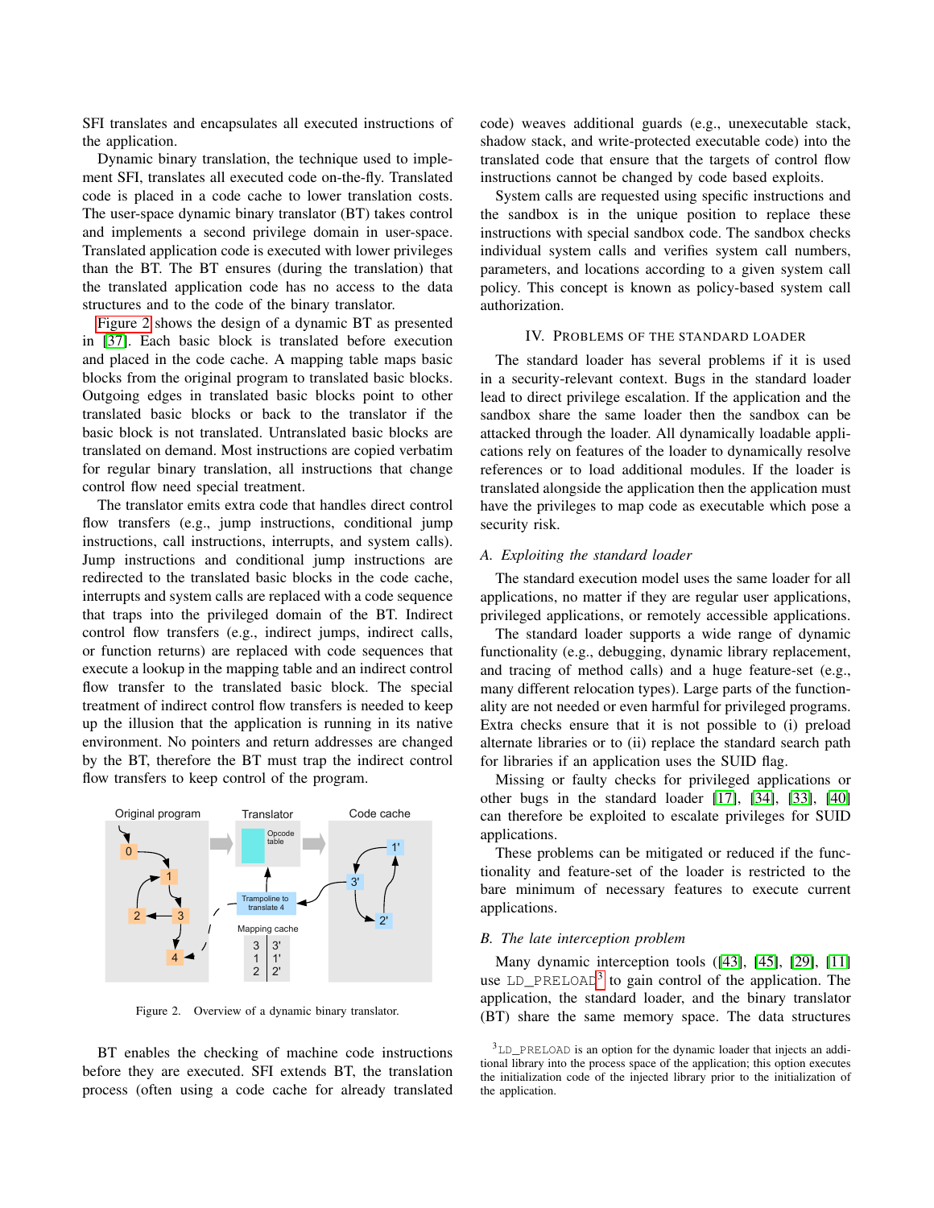SFI translates and encapsulates all executed instructions of the application.

Dynamic binary translation, the technique used to implement SFI, translates all executed code on-the-fly. Translated code is placed in a code cache to lower translation costs. The user-space dynamic binary translator (BT) takes control and implements a second privilege domain in user-space. Translated application code is executed with lower privileges than the BT. The BT ensures (during the translation) that the translated application code has no access to the data structures and to the code of the binary translator.

Figure 2 shows the design of a dynamic BT as presented in [37]. Each basic block is translated before execution and placed in the code cache. A mapping table maps basic blocks from the original program to translated basic blocks. Outgoing edges in translated basic blocks point to other translated basic blocks or back to the translator if the basic block is not translated. Untranslated basic blocks are translated on demand. Most instructions are copied verbatim for regular binary translation, all instructions that change control flow need special treatment.

The translator emits extra code that handles direct control flow transfers (e.g., jump instructions, conditional jump instructions, call instructions, interrupts, and system calls). Jump instructions and conditional jump instructions are redirected to the translated basic blocks in the code cache, interrupts and system calls are replaced with a code sequence that traps into the privileged domain of the BT. Indirect control flow transfers (e.g., indirect jumps, indirect calls, or function returns) are replaced with code sequences that execute a lookup in the mapping table and an indirect control flow transfer to the translated basic block. The special treatment of indirect control flow transfers is needed to keep up the illusion that the application is running in its native environment. No pointers and return addresses are changed by the BT, therefore the BT must trap the indirect control flow transfers to keep control of the program.

Figure 2. Overview of a dynamic binary translator.

BT enables the checking of machine code instructions before they are executed. SFI extends BT, the translation process (often using a code cache for already translated code) weaves additional guards (e.g., unexecutable stack, shadow stack, and write-protected executable code) into the translated code that ensure that the targets of control flow instructions cannot be changed by code based exploits.

System calls are requested using specific instructions and the sandbox is in the unique position to replace these instructions with special sandbox code. The sandbox checks individual system calls and verifies system call numbers, parameters, and locations according to a given system call policy. This concept is known as policy-based system call authorization.

## IV. Problems of the Standard Loader

The standard loader has several problems if it is used in a security-relevant context. Bugs in the standard loader lead to direct privilege escalation. If the application and the sandbox share the same loader then the sandbox can be attacked through the loader. All dynamically loadable applications rely on features of the loader to dynamically resolve references or to load additional modules. If the loader is translated alongside the application then the application must have the privileges to map code as executable which pose a security risk.

### *A. Exploiting the standard loader*

The standard execution model uses the same loader for all applications, no matter if they are regular user applications, privileged applications, or remotely accessible applications.

The standard loader supports a wide range of dynamic functionality (e.g., debugging, dynamic library replacement, and tracing of method calls) and a huge feature-set (e.g., many different relocation types). Large parts of the functionality are not needed or even harmful for privileged programs. Extra checks ensure that it is not possible to (i) preload alternate libraries or to (ii) replace the standard search path for libraries if an application uses the SUID flag.

Missing or faulty checks for privileged applications or other bugs in the standard loader [17], [34], [33], [40] can therefore be exploited to escalate privileges for SUID applications.

These problems can be mitigated or reduced if the functionality and feature-set of the loader is restricted to the bare minimum of necessary features to execute current applications.

### *B. The late interception problem*

Many dynamic interception tools ([43], [45], [29], [11]) use `LD_PRELOAD`[3] to gain control of the application. The application, the standard loader, and the binary translator (BT) share the same memory space. The data structures

[3] `LD_PRELOAD` is an option for the dynamic loader that injects an additional library into the process space of the application; this option executes the initialization code of the injected library prior to the initialization of the application.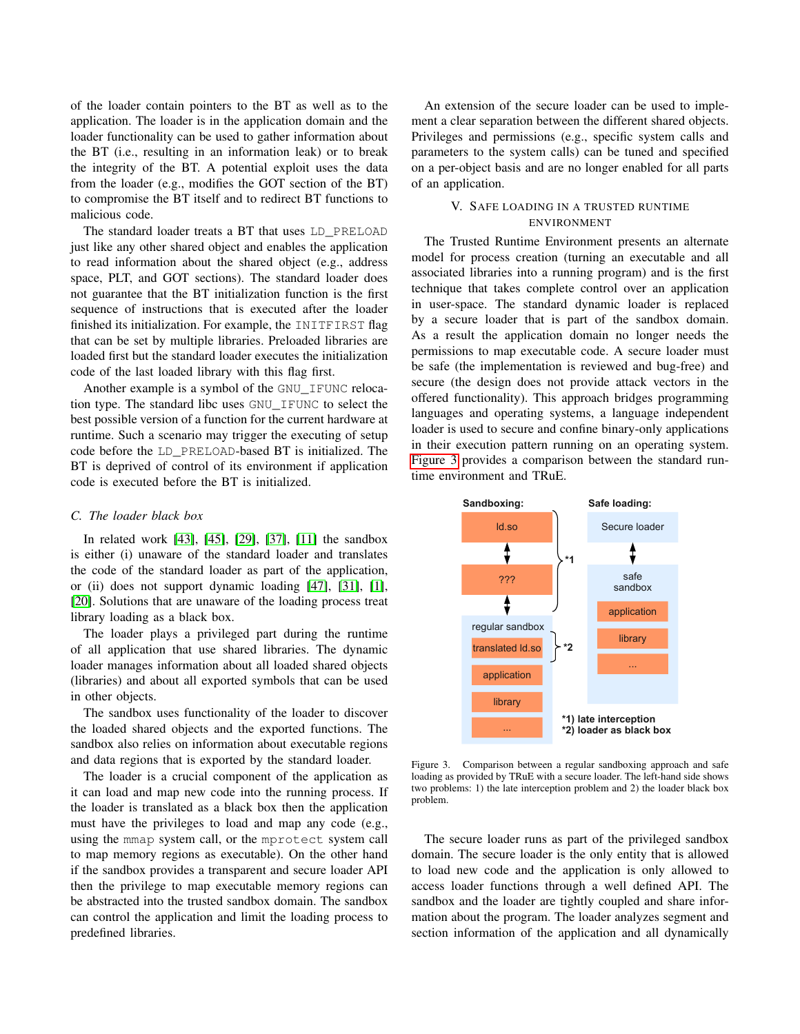of the loader contain pointers to the BT as well as to the application. The loader is in the application domain and the loader functionality can be used to gather information about the BT (i.e., resulting in an information leak) or to break the integrity of the BT. A potential exploit uses the data from the loader (e.g., modifies the GOT section of the BT) to compromise the BT itself and to redirect BT functions to malicious code.

The standard loader treats a BT that uses `LD_PRELOAD` just like any other shared object and enables the application to read information about the shared object (e.g., address space, PLT, and GOT sections). The standard loader does not guarantee that the BT initialization function is the first sequence of instructions that is executed after the loader finished its initialization. For example, the `INITFIRST` flag that can be set by multiple libraries. Preloaded libraries are loaded first but the standard loader executes the initialization code of the last loaded library with this flag first.

Another example is a symbol of the `GNU_IFUNC` relocation type. The standard libc uses `GNU_IFUNC` to select the best possible version of a function for the current hardware at runtime. Such a scenario may trigger the executing of setup code before the `LD_PRELOAD`-based BT is initialized. The BT is deprived of control of its environment if application code is executed before the BT is initialized.

### C. The loader black box

In related work [43], [45], [29], [37], [11] the sandbox is either (i) unaware of the standard loader and translates the code of the standard loader as part of the application, or (ii) does not support dynamic loading [47], [31], [1], [20]. Solutions that are unaware of the loading process treat library loading as a black box.

The loader plays a privileged part during the runtime of all application that use shared libraries. The dynamic loader manages information about all loaded shared objects (libraries) and about all exported symbols that can be used in other objects.

The sandbox uses functionality of the loader to discover the loaded shared objects and the exported functions. The sandbox also relies on information about executable regions and data regions that is exported by the standard loader.

The loader is a crucial component of the application as it can load and map new code into the running process. If the loader is translated as a black box then the application must have the privileges to load and map any code (e.g., using the `mmap` system call, or the `mprotect` system call to map memory regions as executable). On the other hand if the sandbox provides a transparent and secure loader API then the privilege to map executable memory regions can be abstracted into the trusted sandbox domain. The sandbox can control the application and limit the loading process to predefined libraries.

An extension of the secure loader can be used to implement a clear separation between the different shared objects. Privileges and permissions (e.g., specific system calls and parameters to the system calls) can be tuned and specified on a per-object basis and are no longer enabled for all parts of an application.

## V. Safe loading in a trusted runtime environment

The Trusted Runtime Environment presents an alternate model for process creation (turning an executable and all associated libraries into a running program) and is the first technique that takes complete control over an application in user-space. The standard dynamic loader is replaced by a secure loader that is part of the sandbox domain. As a result the application domain no longer needs the permissions to map executable code. A secure loader must be safe (the implementation is reviewed and bug-free) and secure (the design does not provide attack vectors in the offered functionality). This approach bridges programming languages and operating systems, a language independent loader is used to secure and confine binary-only applications in their execution pattern running on an operating system. Figure 3 provides a comparison between the standard runtime environment and TRuE.

Figure 3. Comparison between a regular sandboxing approach and safe loading as provided by TRuE with a secure loader. The left-hand side shows two problems: 1) the late interception problem and 2) the loader black box problem.

The secure loader runs as part of the privileged sandbox domain. The secure loader is the only entity that is allowed to load new code and the application is only allowed to access loader functions through a well defined API. The sandbox and the loader are tightly coupled and share information about the program. The loader analyzes segment and section information of the application and all dynamically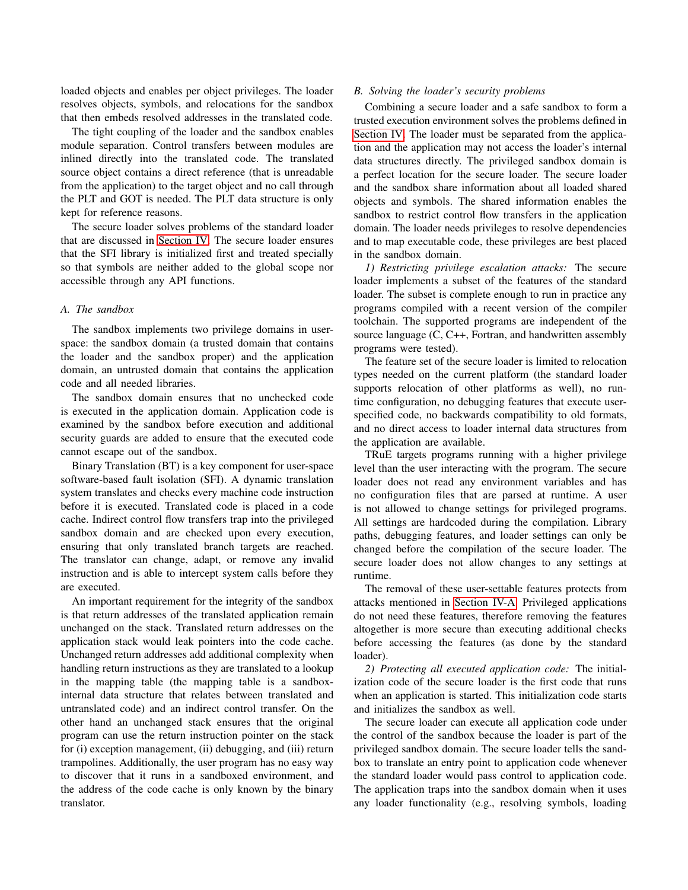loaded objects and enables per object privileges. The loader resolves objects, symbols, and relocations for the sandbox that then embeds resolved addresses in the translated code.

The tight coupling of the loader and the sandbox enables module separation. Control transfers between modules are inlined directly into the translated code. The translated source object contains a direct reference (that is unreadable from the application) to the target object and no call through the PLT and GOT is needed. The PLT data structure is only kept for reference reasons.

The secure loader solves problems of the standard loader that are discussed in Section IV. The secure loader ensures that the SFI library is initialized first and treated specially so that symbols are neither added to the global scope nor accessible through any API functions.

### A. The sandbox

The sandbox implements two privilege domains in user-space: the sandbox domain (a trusted domain that contains the loader and the sandbox proper) and the application domain, an untrusted domain that contains the application code and all needed libraries.

The sandbox domain ensures that no unchecked code is executed in the application domain. Application code is examined by the sandbox before execution and additional security guards are added to ensure that the executed code cannot escape out of the sandbox.

Binary Translation (BT) is a key component for user-space software-based fault isolation (SFI). A dynamic translation system translates and checks every machine code instruction before it is executed. Translated code is placed in a code cache. Indirect control flow transfers trap into the privileged sandbox domain and are checked upon every execution, ensuring that only translated branch targets are reached. The translator can change, adapt, or remove any invalid instruction and is able to intercept system calls before they are executed.

An important requirement for the integrity of the sandbox is that return addresses of the translated application remain unchanged on the stack. Translated return addresses on the application stack would leak pointers into the code cache. Unchanged return addresses add additional complexity when handling return instructions as they are translated to a lookup in the mapping table (the mapping table is a sandbox-internal data structure that relates between translated and untranslated code) and an indirect control transfer. On the other hand an unchanged stack ensures that the original program can use the return instruction pointer on the stack for (i) exception management, (ii) debugging, and (iii) return trampolines. Additionally, the user program has no easy way to discover that it runs in a sandboxed environment, and the address of the code cache is only known by the binary translator.

### B. Solving the loader's security problems

Combining a secure loader and a safe sandbox to form a trusted execution environment solves the problems defined in Section IV. The loader must be separated from the application and the application may not access the loader's internal data structures directly. The privileged sandbox domain is a perfect location for the secure loader. The secure loader and the sandbox share information about all loaded shared objects and symbols. The shared information enables the sandbox to restrict control flow transfers in the application domain. The loader needs privileges to resolve dependencies and to map executable code, these privileges are best placed in the sandbox domain.

*1) Restricting privilege escalation attacks:* The secure loader implements a subset of the features of the standard loader. The subset is complete enough to run in practice any programs compiled with a recent version of the compiler toolchain. The supported programs are independent of the source language (C, C++, Fortran, and handwritten assembly programs were tested).

The feature set of the secure loader is limited to relocation types needed on the current platform (the standard loader supports relocation of other platforms as well), no runtime configuration, no debugging features that execute user-specified code, no backwards compatibility to old formats, and no direct access to loader internal data structures from the application are available.

TRuE targets programs running with a higher privilege level than the user interacting with the program. The secure loader does not read any environment variables and has no configuration files that are parsed at runtime. A user is not allowed to change settings for privileged programs. All settings are hardcoded during the compilation. Library paths, debugging features, and loader settings can only be changed before the compilation of the secure loader. The secure loader does not allow changes to any settings at runtime.

The removal of these user-settable features protects from attacks mentioned in Section IV-A. Privileged applications do not need these features, therefore removing the features altogether is more secure than executing additional checks before accessing the features (as done by the standard loader).

*2) Protecting all executed application code:* The initialization code of the secure loader is the first code that runs when an application is started. This initialization code starts and initializes the sandbox as well.

The secure loader can execute all application code under the control of the sandbox because the loader is part of the privileged sandbox domain. The secure loader tells the sandbox to translate an entry point to application code whenever the standard loader would pass control to application code. The application traps into the sandbox domain when it uses any loader functionality (e.g., resolving symbols, loading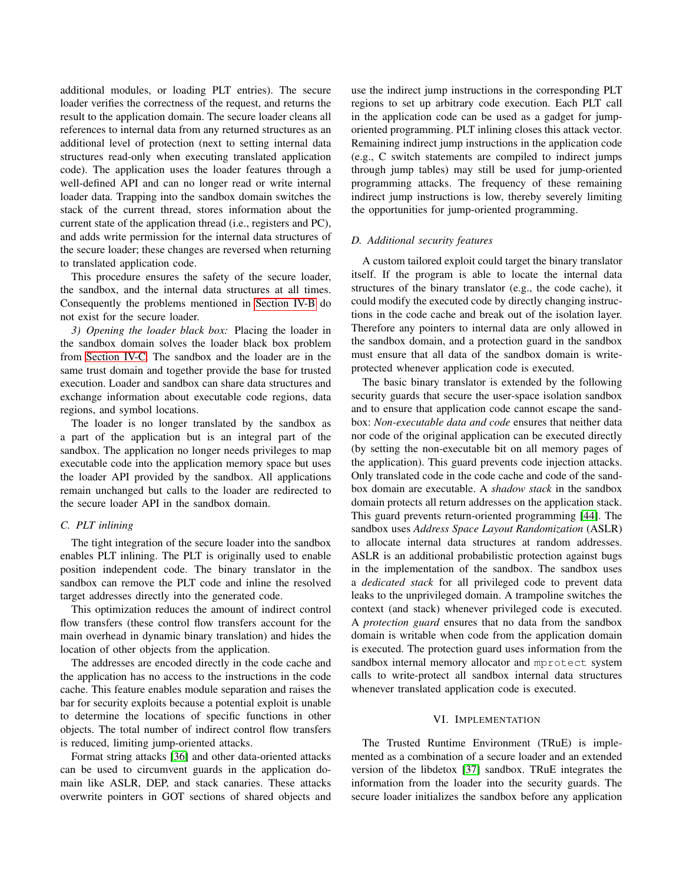additional modules, or loading PLT entries). The secure loader verifies the correctness of the request, and returns the result to the application domain. The secure loader cleans all references to internal data from any returned structures as an additional level of protection (next to setting internal data structures read-only when executing translated application code). The application uses the loader features through a well-defined API and can no longer read or write internal loader data. Trapping into the sandbox domain switches the stack of the current thread, stores information about the current state of the application thread (i.e., registers and PC), and adds write permission for the internal data structures of the secure loader; these changes are reversed when returning to translated application code.

This procedure ensures the safety of the secure loader, the sandbox, and the internal data structures at all times. Consequently the problems mentioned in Section IV-B do not exist for the secure loader.

*3) Opening the loader black box:* Placing the loader in the sandbox domain solves the loader black box problem from Section IV-C. The sandbox and the loader are in the same trust domain and together provide the base for trusted execution. Loader and sandbox can share data structures and exchange information about executable code regions, data regions, and symbol locations.

The loader is no longer translated by the sandbox as a part of the application but is an integral part of the sandbox. The application no longer needs privileges to map executable code into the application memory space but uses the loader API provided by the sandbox. All applications remain unchanged but calls to the loader are redirected to the secure loader API in the sandbox domain.

### C. PLT inlining

The tight integration of the secure loader into the sandbox enables PLT inlining. The PLT is originally used to enable position independent code. The binary translator in the sandbox can remove the PLT code and inline the resolved target addresses directly into the generated code.

This optimization reduces the amount of indirect control flow transfers (these control flow transfers account for the main overhead in dynamic binary translation) and hides the location of other objects from the application.

The addresses are encoded directly in the code cache and the application has no access to the instructions in the code cache. This feature enables module separation and raises the bar for security exploits because a potential exploit is unable to determine the locations of specific functions in other objects. The total number of indirect control flow transfers is reduced, limiting jump-oriented attacks.

Format string attacks [36] and other data-oriented attacks can be used to circumvent guards in the application domain like ASLR, DEP, and stack canaries. These attacks overwrite pointers in GOT sections of shared objects and use the indirect jump instructions in the corresponding PLT regions to set up arbitrary code execution. Each PLT call in the application code can be used as a gadget for jump-oriented programming. PLT inlining closes this attack vector. Remaining indirect jump instructions in the application code (e.g., C switch statements are compiled to indirect jumps through jump tables) may still be used for jump-oriented programming attacks. The frequency of these remaining indirect jump instructions is low, thereby severely limiting the opportunities for jump-oriented programming.

### D. Additional security features

A custom tailored exploit could target the binary translator itself. If the program is able to locate the internal data structures of the binary translator (e.g., the code cache), it could modify the executed code by directly changing instructions in the code cache and break out of the isolation layer. Therefore any pointers to internal data are only allowed in the sandbox domain, and a protection guard in the sandbox must ensure that all data of the sandbox domain is write-protected whenever application code is executed.

The basic binary translator is extended by the following security guards that secure the user-space isolation sandbox and to ensure that application code cannot escape the sandbox: *Non-executable data and code* ensures that neither data nor code of the original application can be executed directly (by setting the non-executable bit on all memory pages of the application). This guard prevents code injection attacks. Only translated code in the code cache and code of the sandbox domain are executable. A *shadow stack* in the sandbox domain protects all return addresses on the application stack. This guard prevents return-oriented programming [44]. The sandbox uses *Address Space Layout Randomization* (ASLR) to allocate internal data structures at random addresses. ASLR is an additional probabilistic protection against bugs in the implementation of the sandbox. The sandbox uses a *dedicated stack* for all privileged code to prevent data leaks to the unprivileged domain. A trampoline switches the context (and stack) whenever privileged code is executed. A *protection guard* ensures that no data from the sandbox domain is writable when code from the application domain is executed. The protection guard uses information from the sandbox internal memory allocator and `mprotect` system calls to write-protect all sandbox internal data structures whenever translated application code is executed.

## VI. Implementation

The Trusted Runtime Environment (TRuE) is implemented as a combination of a secure loader and an extended version of the libdetox [37] sandbox. TRuE integrates the information from the loader into the security guards. The secure loader initializes the sandbox before any application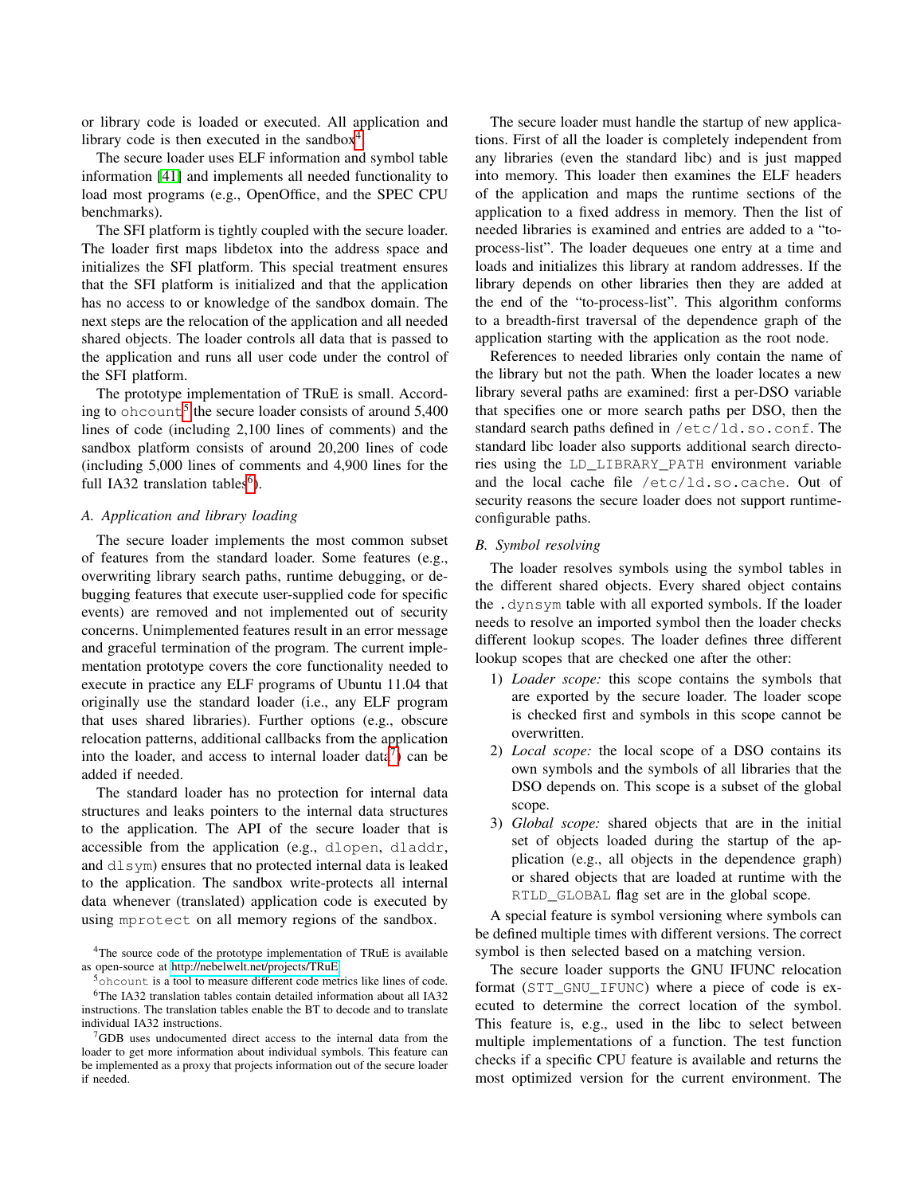or library code is loaded or executed. All application and library code is then executed in the sandbox[4].

The secure loader uses ELF information and symbol table information [41] and implements all needed functionality to load most programs (e.g., OpenOffice, and the SPEC CPU benchmarks).

The SFI platform is tightly coupled with the secure loader. The loader first maps libdetox into the address space and initializes the SFI platform. This special treatment ensures that the SFI platform is initialized and that the application has no access to or knowledge of the sandbox domain. The next steps are the relocation of the application and all needed shared objects. The loader controls all data that is passed to the application and runs all user code under the control of the SFI platform.

The prototype implementation of TRuE is small. According to `ohcount`[5] the secure loader consists of around 5,400 lines of code (including 2,100 lines of comments) and the sandbox platform consists of around 20,200 lines of code (including 5,000 lines of comments and 4,900 lines for the full IA32 translation tables[6]).

### A. Application and library loading

The secure loader implements the most common subset of features from the standard loader. Some features (e.g., overwriting library search paths, runtime debugging, or debugging features that execute user-supplied code for specific events) are removed and not implemented out of security concerns. Unimplemented features result in an error message and graceful termination of the program. The current implementation prototype covers the core functionality needed to execute in practice any ELF programs of Ubuntu 11.04 that originally use the standard loader (i.e., any ELF program that uses shared libraries). Further options (e.g., obscure relocation patterns, additional callbacks from the application into the loader, and access to internal loader data[7]) can be added if needed.

The standard loader has no protection for internal data structures and leaks pointers to the internal data structures to the application. The API of the secure loader that is accessible from the application (e.g., `dlopen`, `dladdr`, and `dlsym`) ensures that no protected internal data is leaked to the application. The sandbox write-protects all internal data whenever (translated) application code is executed by using `mprotect` on all memory regions of the sandbox.

The secure loader must handle the startup of new applications. First of all the loader is completely independent from any libraries (even the standard libc) and is just mapped into memory. This loader then examines the ELF headers of the application and maps the runtime sections of the application to a fixed address in memory. Then the list of needed libraries is examined and entries are added to a "to-process-list". The loader dequeues one entry at a time and loads and initializes this library at random addresses. If the library depends on other libraries then they are added at the end of the "to-process-list". This algorithm conforms to a breadth-first traversal of the dependence graph of the application starting with the application as the root node.

References to needed libraries only contain the name of the library but not the path. When the loader locates a new library several paths are examined: first a per-DSO variable that specifies one or more search paths per DSO, then the standard search paths defined in `/etc/ld.so.conf`. The standard libc loader also supports additional search directories using the `LD_LIBRARY_PATH` environment variable and the local cache file `/etc/ld.so.cache`. Out of security reasons the secure loader does not support runtime-configurable paths.

### B. Symbol resolving

The loader resolves symbols using the symbol tables in the different shared objects. Every shared object contains the `.dynsym` table with all exported symbols. If the loader needs to resolve an imported symbol then the loader checks different lookup scopes. The loader defines three different lookup scopes that are checked one after the other:

1) *Loader scope:* this scope contains the symbols that are exported by the secure loader. The loader scope is checked first and symbols in this scope cannot be overwritten.
2) *Local scope:* the local scope of a DSO contains its own symbols and the symbols of all libraries that the DSO depends on. This scope is a subset of the global scope.
3) *Global scope:* shared objects that are in the initial set of objects loaded during the startup of the application (e.g., all objects in the dependence graph) or shared objects that are loaded at runtime with the `RTLD_GLOBAL` flag set are in the global scope.

A special feature is symbol versioning where symbols can be defined multiple times with different versions. The correct symbol is then selected based on a matching version.

The secure loader supports the GNU IFUNC relocation format (`STT_GNU_IFUNC`) where a piece of code is executed to determine the correct location of the symbol. This feature is, e.g., used in the libc to select between multiple implementations of a function. The test function checks if a specific CPU feature is available and returns the most optimized version for the current environment. The

---

[4] The source code of the prototype implementation of TRuE is available as open-source at http://nebelwelt.net/projects/TRuE

[5] `ohcount` is a tool to measure different code metrics like lines of code.

[6] The IA32 translation tables contain detailed information about all IA32 instructions. The translation tables enable the BT to decode and to translate individual IA32 instructions.

[7] GDB uses undocumented direct access to the internal data from the loader to get more information about individual symbols. This feature can be implemented as a proxy that projects information out of the secure loader if needed.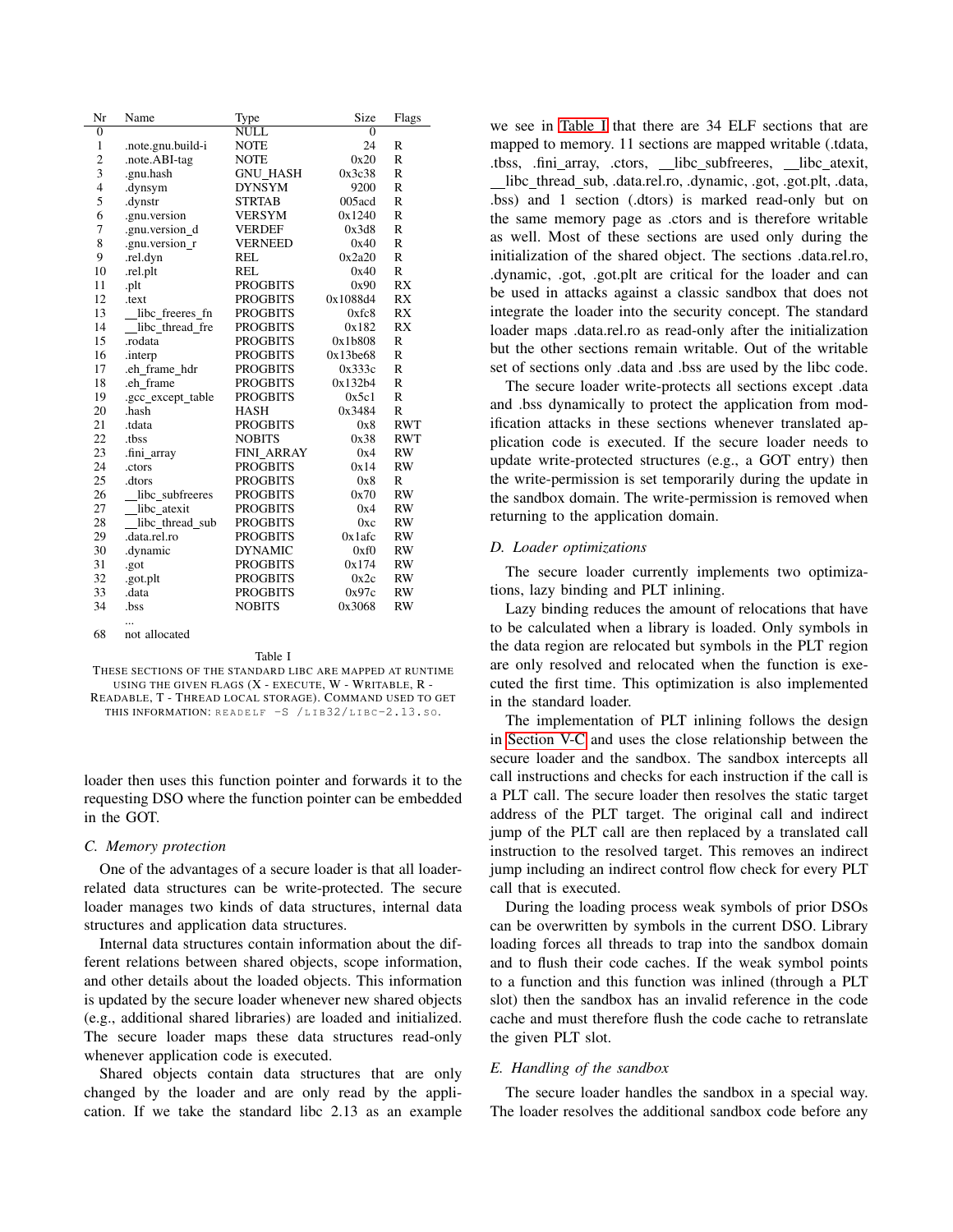| Nr | Name | Type | Size | Flags |
|---|---|---|---|---|
| 0 | | NULL | 0 | |
| 1 | .note.gnu.build-i | NOTE | 24 | R |
| 2 | .note.ABI-tag | NOTE | 0x20 | R |
| 3 | .gnu.hash | GNU_HASH | 0x3c38 | R |
| 4 | .dynsym | DYNSYM | 9200 | R |
| 5 | .dynstr | STRTAB | 005acd | R |
| 6 | .gnu.version | VERSYM | 0x1240 | R |
| 7 | .gnu.version_d | VERDEF | 0x3d8 | R |
| 8 | .gnu.version_r | VERNEED | 0x40 | R |
| 9 | .rel.dyn | REL | 0x2a20 | R |
| 10 | .rel.plt | REL | 0x40 | R |
| 11 | .plt | PROGBITS | 0x90 | RX |
| 12 | .text | PROGBITS | 0x1088d4 | RX |
| 13 | __libc_freeres_fn | PROGBITS | 0xfc8 | RX |
| 14 | __libc_thread_fre | PROGBITS | 0x182 | RX |
| 15 | .rodata | PROGBITS | 0x1b808 | R |
| 16 | .interp | PROGBITS | 0x13be68 | R |
| 17 | .eh_frame_hdr | PROGBITS | 0x333c | R |
| 18 | .eh_frame | PROGBITS | 0x132b4 | R |
| 19 | .gcc_except_table | PROGBITS | 0x5c1 | R |
| 20 | .hash | HASH | 0x3484 | R |
| 21 | .tdata | PROGBITS | 0x8 | RWT |
| 22 | .tbss | NOBITS | 0x38 | RWT |
| 23 | .fini_array | FINI_ARRAY | 0x4 | RW |
| 24 | .ctors | PROGBITS | 0x14 | RW |
| 25 | .dtors | PROGBITS | 0x8 | R |
| 26 | __libc_subfreeres | PROGBITS | 0x70 | RW |
| 27 | __libc_atexit | PROGBITS | 0x4 | RW |
| 28 | __libc_thread_sub | PROGBITS | 0xc | RW |
| 29 | .data.rel.ro | PROGBITS | 0x1afc | RW |
| 30 | .dynamic | DYNAMIC | 0xf0 | RW |
| 31 | .got | PROGBITS | 0x174 | RW |
| 32 | .got.plt | PROGBITS | 0x2c | RW |
| 33 | .data | PROGBITS | 0x97c | RW |
| 34 | .bss | NOBITS | 0x3068 | RW |
| | ... | | | |
| 68 | not allocated | | | |

Table I

THESE SECTIONS OF THE STANDARD LIBC ARE MAPPED AT RUNTIME USING THE GIVEN FLAGS (X - EXECUTE, W - WRITABLE, R - READABLE, T - THREAD LOCAL STORAGE). COMMAND USED TO GET THIS INFORMATION: `readelf -S /lib32/libc-2.13.so`.

loader then uses this function pointer and forwards it to the requesting DSO where the function pointer can be embedded in the GOT.

### C. Memory protection

One of the advantages of a secure loader is that all loader-related data structures can be write-protected. The secure loader manages two kinds of data structures, internal data structures and application data structures.

Internal data structures contain information about the different relations between shared objects, scope information, and other details about the loaded objects. This information is updated by the secure loader whenever new shared objects (e.g., additional shared libraries) are loaded and initialized. The secure loader maps these data structures read-only whenever application code is executed.

Shared objects contain data structures that are only changed by the loader and are only read by the application. If we take the standard libc 2.13 as an example we see in Table I that there are 34 ELF sections that are mapped to memory. 11 sections are mapped writable (.tdata, .tbss, .fini_array, .ctors, __libc_subfreeres, __libc_atexit, __libc_thread_sub, .data.rel.ro, .dynamic, .got, .got.plt, .data, .bss) and 1 section (.dtors) is marked read-only but on the same memory page as .ctors and is therefore writable as well. Most of these sections are used only during the initialization of the shared object. The sections .data.rel.ro, .dynamic, .got, .got.plt are critical for the loader and can be used in attacks against a classic sandbox that does not integrate the loader into the security concept. The standard loader maps .data.rel.ro as read-only after the initialization but the other sections remain writable. Out of the writable set of sections only .data and .bss are used by the libc code.

The secure loader write-protects all sections except .data and .bss dynamically to protect the application from modification attacks in these sections whenever translated application code is executed. If the secure loader needs to update write-protected structures (e.g., a GOT entry) then the write-permission is set temporarily during the update in the sandbox domain. The write-permission is removed when returning to the application domain.

### D. Loader optimizations

The secure loader currently implements two optimizations, lazy binding and PLT inlining.

Lazy binding reduces the amount of relocations that have to be calculated when a library is loaded. Only symbols in the data region are relocated but symbols in the PLT region are only resolved and relocated when the function is executed the first time. This optimization is also implemented in the standard loader.

The implementation of PLT inlining follows the design in Section V-C and uses the close relationship between the secure loader and the sandbox. The sandbox intercepts all call instructions and checks for each instruction if the call is a PLT call. The secure loader then resolves the static target address of the PLT target. The original call and indirect jump of the PLT call are then replaced by a translated call instruction to the resolved target. This removes an indirect jump including an indirect control flow check for every PLT call that is executed.

During the loading process weak symbols of prior DSOs can be overwritten by symbols in the current DSO. Library loading forces all threads to trap into the sandbox domain and to flush their code caches. If the weak symbol points to a function and this function was inlined (through a PLT slot) then the sandbox has an invalid reference in the code cache and must therefore flush the code cache to retranslate the given PLT slot.

### E. Handling of the sandbox

The secure loader handles the sandbox in a special way. The loader resolves the additional sandbox code before any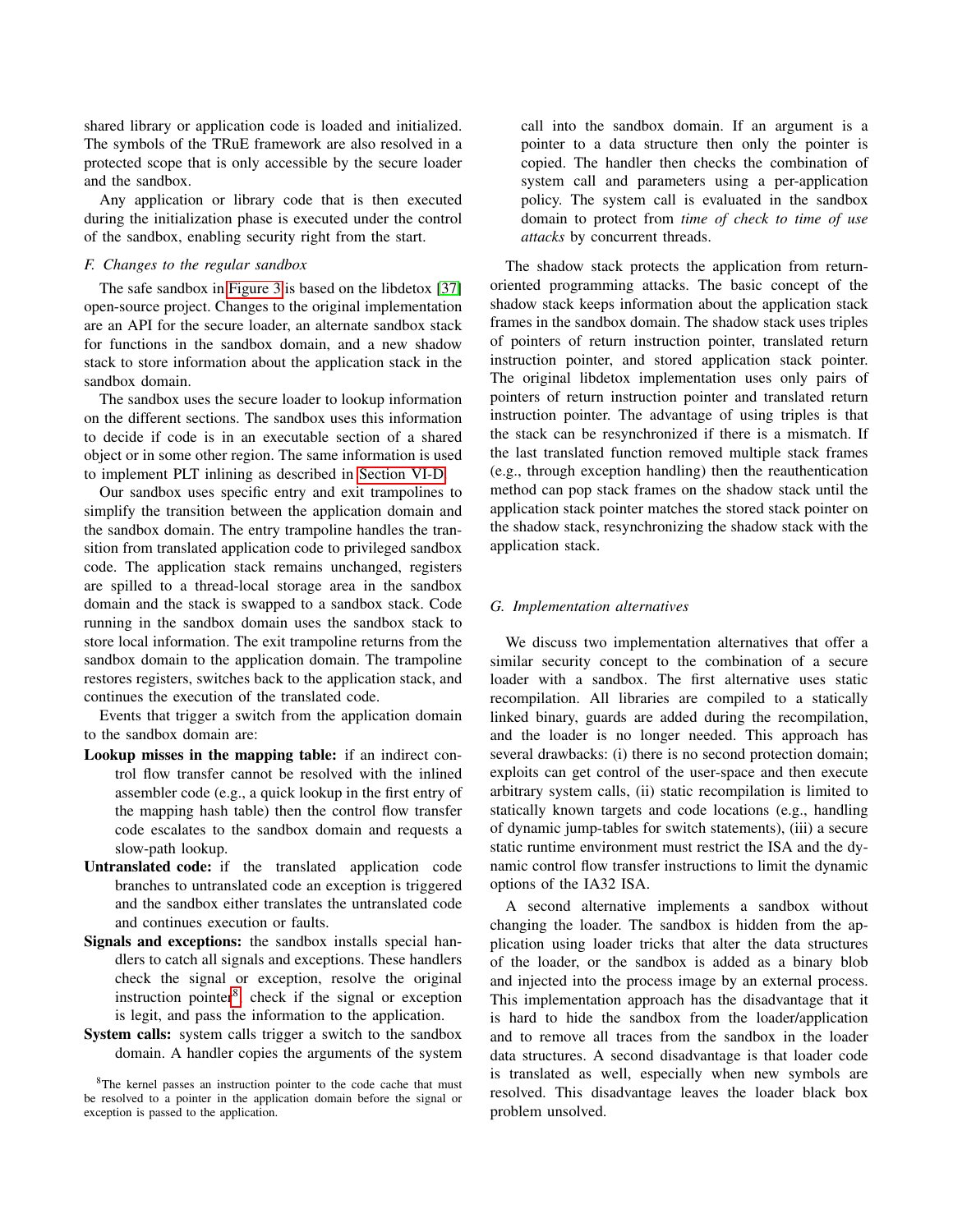shared library or application code is loaded and initialized. The symbols of the TRuE framework are also resolved in a protected scope that is only accessible by the secure loader and the sandbox.

Any application or library code that is then executed during the initialization phase is executed under the control of the sandbox, enabling security right from the start.

### F. Changes to the regular sandbox

The safe sandbox in Figure 3 is based on the libdetox [37] open-source project. Changes to the original implementation are an API for the secure loader, an alternate sandbox stack for functions in the sandbox domain, and a new shadow stack to store information about the application stack in the sandbox domain.

The sandbox uses the secure loader to lookup information on the different sections. The sandbox uses this information to decide if code is in an executable section of a shared object or in some other region. The same information is used to implement PLT inlining as described in Section VI-D.

Our sandbox uses specific entry and exit trampolines to simplify the transition between the application domain and the sandbox domain. The entry trampoline handles the transition from translated application code to privileged sandbox code. The application stack remains unchanged, registers are spilled to a thread-local storage area in the sandbox domain and the stack is swapped to a sandbox stack. Code running in the sandbox domain uses the sandbox stack to store local information. The exit trampoline returns from the sandbox domain to the application domain. The trampoline restores registers, switches back to the application stack, and continues the execution of the translated code.

Events that trigger a switch from the application domain to the sandbox domain are:

- **Lookup misses in the mapping table:** if an indirect control flow transfer cannot be resolved with the inlined assembler code (e.g., a quick lookup in the first entry of the mapping hash table) then the control flow transfer code escalates to the sandbox domain and requests a slow-path lookup.
- **Untranslated code:** if the translated application code branches to untranslated code an exception is triggered and the sandbox either translates the untranslated code and continues execution or faults.
- **Signals and exceptions:** the sandbox installs special handlers to catch all signals and exceptions. These handlers check the signal or exception, resolve the original instruction pointer[8], check if the signal or exception is legit, and pass the information to the application.
- **System calls:** system calls trigger a switch to the sandbox domain. A handler copies the arguments of the system call into the sandbox domain. If an argument is a pointer to a data structure then only the pointer is copied. The handler then checks the combination of system call and parameters using a per-application policy. The system call is evaluated in the sandbox domain to protect from *time of check to time of use attacks* by concurrent threads.

The shadow stack protects the application from return-oriented programming attacks. The basic concept of the shadow stack keeps information about the application stack frames in the sandbox domain. The shadow stack uses triples of pointers of return instruction pointer, translated return instruction pointer, and stored application stack pointer. The original libdetox implementation uses only pairs of pointers of return instruction pointer and translated return instruction pointer. The advantage of using triples is that the stack can be resynchronized if there is a mismatch. If the last translated function removed multiple stack frames (e.g., through exception handling) then the reauthentication method can pop stack frames on the shadow stack until the application stack pointer matches the stored stack pointer on the shadow stack, resynchronizing the shadow stack with the application stack.

### G. Implementation alternatives

We discuss two implementation alternatives that offer a similar security concept to the combination of a secure loader with a sandbox. The first alternative uses static recompilation. All libraries are compiled to a statically linked binary, guards are added during the recompilation, and the loader is no longer needed. This approach has several drawbacks: (i) there is no second protection domain; exploits can get control of the user-space and then execute arbitrary system calls, (ii) static recompilation is limited to statically known targets and code locations (e.g., handling of dynamic jump-tables for switch statements), (iii) a secure static runtime environment must restrict the ISA and the dynamic control flow transfer instructions to limit the dynamic options of the IA32 ISA.

A second alternative implements a sandbox without changing the loader. The sandbox is hidden from the application using loader tricks that alter the data structures of the loader, or the sandbox is added as a binary blob and injected into the process image by an external process. This implementation approach has the disadvantage that it is hard to hide the sandbox from the loader/application and to remove all traces from the sandbox in the loader data structures. A second disadvantage is that loader code is translated as well, especially when new symbols are resolved. This disadvantage leaves the loader black box problem unsolved.

[8] The kernel passes an instruction pointer to the code cache that must be resolved to a pointer in the application domain before the signal or exception is passed to the application.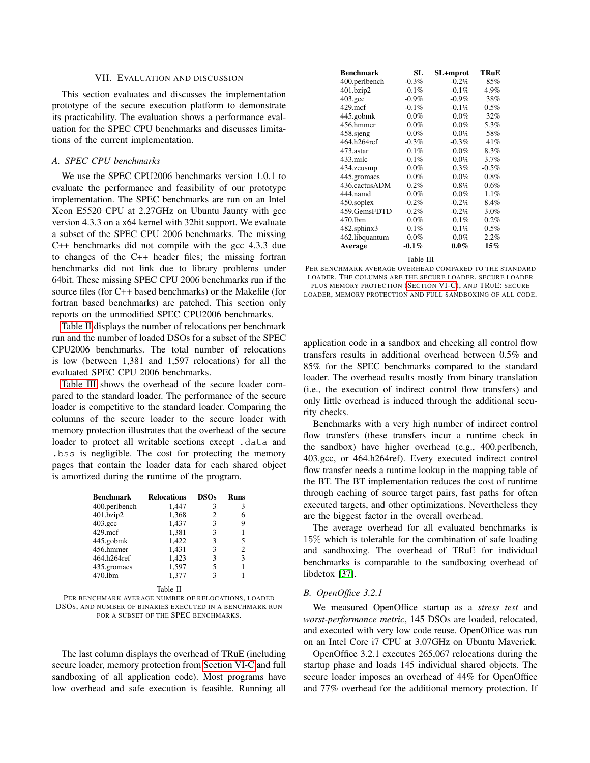## VII. Evaluation and discussion

This section evaluates and discusses the implementation prototype of the secure execution platform to demonstrate its practicability. The evaluation shows a performance evaluation for the SPEC CPU benchmarks and discusses limitations of the current implementation.

### A. SPEC CPU benchmarks

We use the SPEC CPU2006 benchmarks version 1.0.1 to evaluate the performance and feasibility of our prototype implementation. The SPEC benchmarks are run on an Intel Xeon E5520 CPU at 2.27GHz on Ubuntu Jaunty with gcc version 4.3.3 on a x64 kernel with 32bit support. We evaluate a subset of the SPEC CPU 2006 benchmarks. The missing C++ benchmarks did not compile with the gcc 4.3.3 due to changes of the C++ header files; the missing fortran benchmarks did not link due to library problems under 64bit. These missing SPEC CPU 2006 benchmarks run if the source files (for C++ based benchmarks) or the Makefile (for fortran based benchmarks) are patched. This section only reports on the unmodified SPEC CPU2006 benchmarks.

Table II displays the number of relocations per benchmark run and the number of loaded DSOs for a subset of the SPEC CPU2006 benchmarks. The total number of relocations is low (between 1,381 and 1,597 relocations) for all the evaluated SPEC CPU 2006 benchmarks.

Table III shows the overhead of the secure loader compared to the standard loader. The performance of the secure loader is competitive to the standard loader. Comparing the columns of the secure loader to the secure loader with memory protection illustrates that the overhead of the secure loader to protect all writable sections except `.data` and `.bss` is negligible. The cost for protecting the memory pages that contain the loader data for each shared object is amortized during the runtime of the program.

| Benchmark | Relocations | DSOs | Runs |
|---|---|---|---|
| 400.perlbench | 1,447 | 3 | 3 |
| 401.bzip2 | 1,368 | 2 | 6 |
| 403.gcc | 1,437 | 3 | 9 |
| 429.mcf | 1,381 | 3 | 1 |
| 445.gobmk | 1,422 | 3 | 5 |
| 456.hmmer | 1,431 | 3 | 2 |
| 464.h264ref | 1,423 | 3 | 3 |
| 435.gromacs | 1,597 | 5 | 1 |
| 470.lbm | 1,377 | 3 | 1 |

Table II

Per benchmark average number of relocations, loaded DSOs, and number of binaries executed in a benchmark run for a subset of the SPEC benchmarks.

The last column displays the overhead of TRuE (including secure loader, memory protection from Section VI-C and full sandboxing of all application code). Most programs have low overhead and safe execution is feasible. Running all application code in a sandbox and checking all control flow transfers results in additional overhead between 0.5% and 85% for the SPEC benchmarks compared to the standard loader. The overhead results mostly from binary translation (i.e., the execution of indirect control flow transfers) and only little overhead is induced through the additional security checks.

| Benchmark | SL | SL+mprot | TRuE |
|---|---|---|---|
| 400.perlbench | -0.3% | -0.2% | 85% |
| 401.bzip2 | -0.1% | -0.1% | 4.9% |
| 403.gcc | -0.9% | -0.9% | 38% |
| 429.mcf | -0.1% | -0.1% | 0.5% |
| 445.gobmk | 0.0% | 0.0% | 32% |
| 456.hmmer | 0.0% | 0.0% | 5.3% |
| 458.sjeng | 0.0% | 0.0% | 58% |
| 464.h264ref | -0.3% | -0.3% | 41% |
| 473.astar | 0.1% | 0.0% | 8.3% |
| 433.milc | -0.1% | 0.0% | 3.7% |
| 434.zeusmp | 0.0% | 0.3% | -0.5% |
| 445.gromacs | 0.0% | 0.0% | 0.8% |
| 436.cactusADM | 0.2% | 0.8% | 0.6% |
| 444.namd | 0.0% | 0.0% | 1.1% |
| 450.soplex | -0.2% | -0.2% | 8.4% |
| 459.GemsFDTD | -0.2% | -0.2% | 3.0% |
| 470.lbm | 0.0% | 0.1% | 0.2% |
| 482.sphinx3 | 0.1% | 0.1% | 0.5% |
| 462.libquantum | 0.0% | 0.0% | 2.2% |
| **Average** | **-0.1%** | **0.0%** | **15%** |

Table III

Per benchmark average overhead compared to the standard loader. The columns are the secure loader, secure loader plus memory protection (Section VI-C), and TRuE: secure loader, memory protection and full sandboxing of all code.

Benchmarks with a very high number of indirect control flow transfers (these transfers incur a runtime check in the sandbox) have higher overhead (e.g., 400.perlbench, 403.gcc, or 464.h264ref). Every executed indirect control flow transfer needs a runtime lookup in the mapping table of the BT. The BT implementation reduces the cost of runtime through caching of source target pairs, fast paths for often executed targets, and other optimizations. Nevertheless they are the biggest factor in the overall overhead.

The average overhead for all evaluated benchmarks is 15% which is tolerable for the combination of safe loading and sandboxing. The overhead of TRuE for individual benchmarks is comparable to the sandboxing overhead of libdetox [37].

### B. OpenOffice 3.2.1

We measured OpenOffice startup as a *stress test* and *worst-performance metric*, 145 DSOs are loaded, relocated, and executed with very low code reuse. OpenOffice was run on an Intel Core i7 CPU at 3.07GHz on Ubuntu Maverick.

OpenOffice 3.2.1 executes 265,067 relocations during the startup phase and loads 145 individual shared objects. The secure loader imposes an overhead of 44% for OpenOffice and 77% overhead for the additional memory protection. If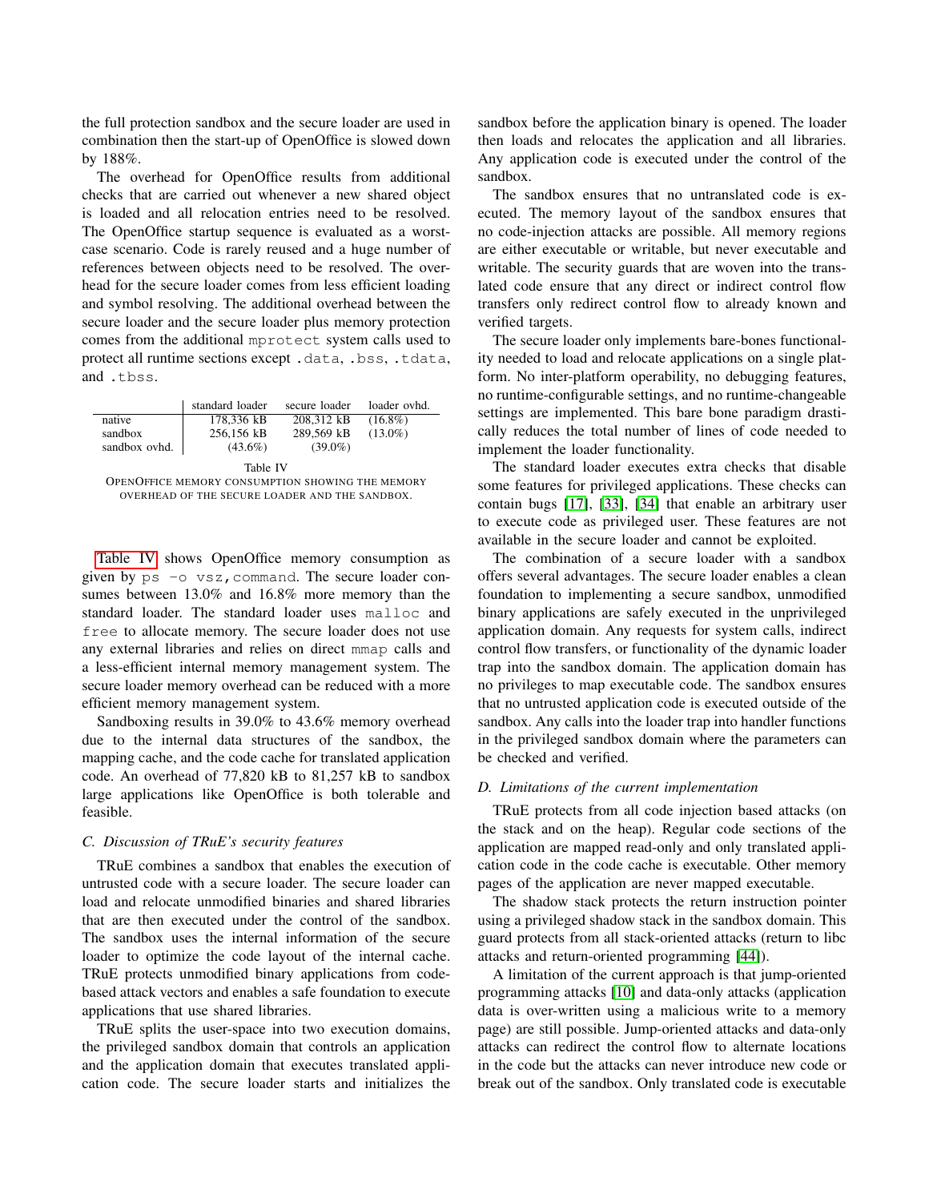the full protection sandbox and the secure loader are used in combination then the start-up of OpenOffice is slowed down by 188%.

The overhead for OpenOffice results from additional checks that are carried out whenever a new shared object is loaded and all relocation entries need to be resolved. The OpenOffice startup sequence is evaluated as a worst-case scenario. Code is rarely reused and a huge number of references between objects need to be resolved. The overhead for the secure loader comes from less efficient loading and symbol resolving. The additional overhead between the secure loader and the secure loader plus memory protection comes from the additional `mprotect` system calls used to protect all runtime sections except `.data`, `.bss`, `.tdata`, and `.tbss`.

| | standard loader | secure loader | loader ovhd. |
|---|---|---|---|
| native | 178,336 kB | 208,312 kB | (16.8%) |
| sandbox | 256,156 kB | 289,569 kB | (13.0%) |
| sandbox ovhd. | (43.6%) | (39.0%) | |

Table IV
OPENOFFICE MEMORY CONSUMPTION SHOWING THE MEMORY OVERHEAD OF THE SECURE LOADER AND THE SANDBOX.

Table IV shows OpenOffice memory consumption as given by `ps -o vsz,command`. The secure loader consumes between 13.0% and 16.8% more memory than the standard loader. The standard loader uses `malloc` and `free` to allocate memory. The secure loader does not use any external libraries and relies on direct `mmap` calls and a less-efficient internal memory management system. The secure loader memory overhead can be reduced with a more efficient memory management system.

Sandboxing results in 39.0% to 43.6% memory overhead due to the internal data structures of the sandbox, the mapping cache, and the code cache for translated application code. An overhead of 77,820 kB to 81,257 kB to sandbox large applications like OpenOffice is both tolerable and feasible.

### C. Discussion of TRuE's security features

TRuE combines a sandbox that enables the execution of untrusted code with a secure loader. The secure loader can load and relocate unmodified binaries and shared libraries that are then executed under the control of the sandbox. The sandbox uses the internal information of the secure loader to optimize the code layout of the internal cache. TRuE protects unmodified binary applications from code-based attack vectors and enables a safe foundation to execute applications that use shared libraries.

TRuE splits the user-space into two execution domains, the privileged sandbox domain that controls an application and the application domain that executes translated application code. The secure loader starts and initializes the sandbox before the application binary is opened. The loader then loads and relocates the application and all libraries. Any application code is executed under the control of the sandbox.

The sandbox ensures that no untranslated code is executed. The memory layout of the sandbox ensures that no code-injection attacks are possible. All memory regions are either executable or writable, but never executable and writable. The security guards that are woven into the translated code ensure that any direct or indirect control flow transfers only redirect control flow to already known and verified targets.

The secure loader only implements bare-bones functionality needed to load and relocate applications on a single platform. No inter-platform operability, no debugging features, no runtime-configurable settings, and no runtime-changeable settings are implemented. This bare bone paradigm drastically reduces the total number of lines of code needed to implement the loader functionality.

The standard loader executes extra checks that disable some features for privileged applications. These checks can contain bugs [17], [33], [34] that enable an arbitrary user to execute code as privileged user. These features are not available in the secure loader and cannot be exploited.

The combination of a secure loader with a sandbox offers several advantages. The secure loader enables a clean foundation to implementing a secure sandbox, unmodified binary applications are safely executed in the unprivileged application domain. Any requests for system calls, indirect control flow transfers, or functionality of the dynamic loader trap into the sandbox domain. The application domain has no privileges to map executable code. The sandbox ensures that no untrusted application code is executed outside of the sandbox. Any calls into the loader trap into handler functions in the privileged sandbox domain where the parameters can be checked and verified.

### D. Limitations of the current implementation

TRuE protects from all code injection based attacks (on the stack and on the heap). Regular code sections of the application are mapped read-only and only translated application code in the code cache is executable. Other memory pages of the application are never mapped executable.

The shadow stack protects the return instruction pointer using a privileged shadow stack in the sandbox domain. This guard protects from all stack-oriented attacks (return to libc attacks and return-oriented programming [44]).

A limitation of the current approach is that jump-oriented programming attacks [10] and data-only attacks (application data is over-written using a malicious write to a memory page) are still possible. Jump-oriented attacks and data-only attacks can redirect the control flow to alternate locations in the code but the attacks can never introduce new code or break out of the sandbox. Only translated code is executable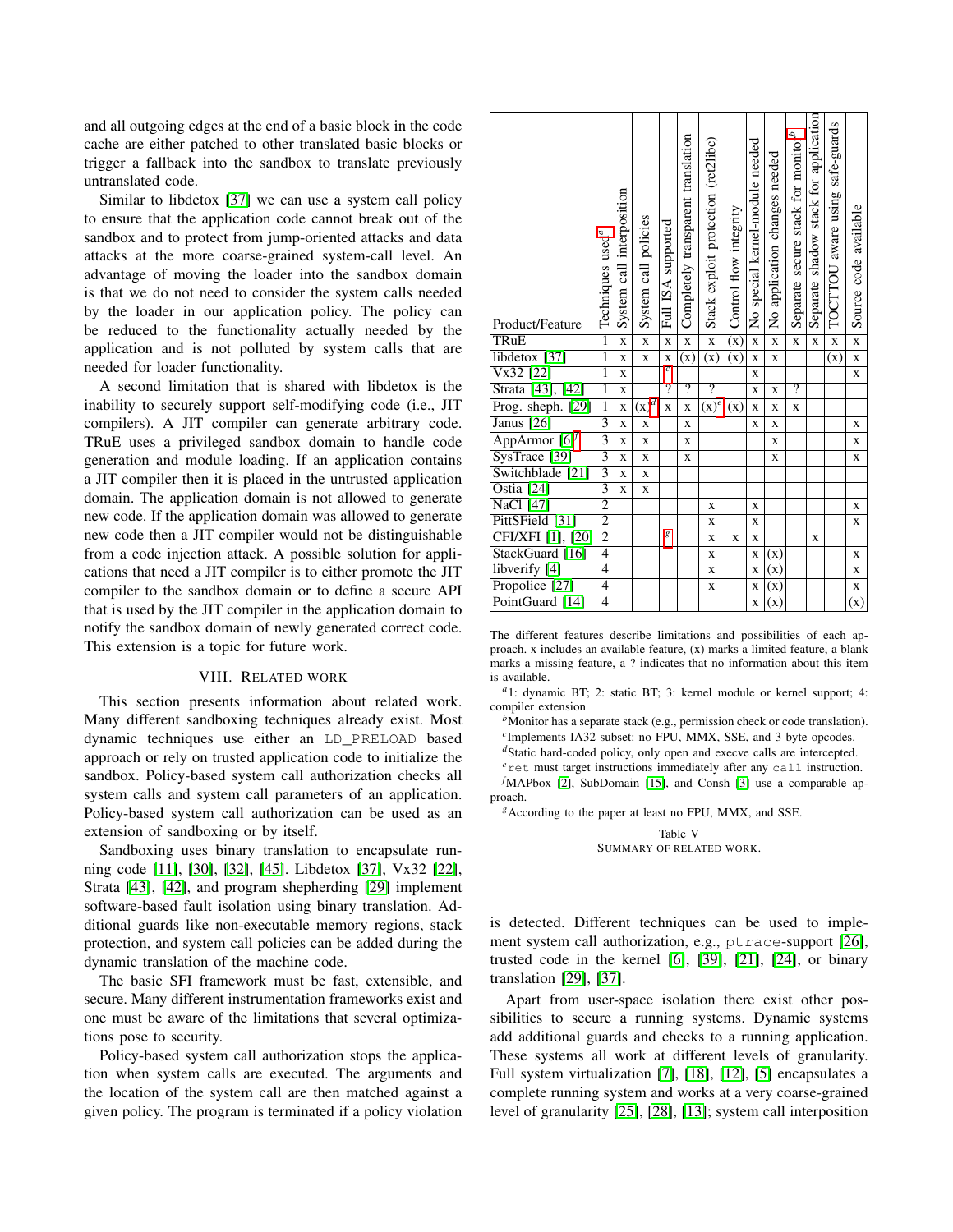and all outgoing edges at the end of a basic block in the code cache are either patched to other translated basic blocks or trigger a fallback into the sandbox to translate previously untranslated code.

Similar to libdetox [37] we can use a system call policy to ensure that the application code cannot break out of the sandbox and to protect from jump-oriented attacks and data attacks at the more coarse-grained system-call level. An advantage of moving the loader into the sandbox domain is that we do not need to consider the system calls needed by the loader in our application policy. The policy can be reduced to the functionality actually needed by the application and is not polluted by system calls that are needed for loader functionality.

A second limitation that is shared with libdetox is the inability to securely support self-modifying code (i.e., JIT compilers). A JIT compiler can generate arbitrary code. TRuE uses a privileged sandbox domain to handle code generation and module loading. If an application contains a JIT compiler then it is placed in the untrusted application domain. The application domain is not allowed to generate new code. If the application domain was allowed to generate new code then a JIT compiler would not be distinguishable from a code injection attack. A possible solution for applications that need a JIT compiler is to either promote the JIT compiler to the sandbox domain or to define a secure API that is used by the JIT compiler in the application domain to notify the sandbox domain of newly generated correct code. This extension is a topic for future work.

## VIII. Related Work

This section presents information about related work. Many different sandboxing techniques already exist. Most dynamic techniques use either an `LD_PRELOAD` based approach or rely on trusted application code to initialize the sandbox. Policy-based system call authorization checks all system calls and system call parameters of an application. Policy-based system call authorization can be used as an extension of sandboxing or by itself.

Sandboxing uses binary translation to encapsulate running code [11], [30], [32], [45]. Libdetox [37], Vx32 [22], Strata [43], [42], and program shepherding [29] implement software-based fault isolation using binary translation. Additional guards like non-executable memory regions, stack protection, and system call policies can be added during the dynamic translation of the machine code.

The basic SFI framework must be fast, extensible, and secure. Many different instrumentation frameworks exist and one must be aware of the limitations that several optimizations pose to security.

Policy-based system call authorization stops the application when system calls are executed. The arguments and the location of the system call are then matched against a given policy. The program is terminated if a policy violation is detected. Different techniques can be used to implement system call authorization, e.g., `ptrace`-support [26], trusted code in the kernel [6], [39], [21], [24], or binary translation [29], [37].

| Product/Feature | Techniques used[a] | System call interposition | System call policies | Full ISA supported | Completely transparent translation | Stack exploit protection (ret2libc) | Control flow integrity | No special kernel-module needed | No application changes needed | Separate secure stack for monitor[b] | Separate shadow stack for application | TOCTTOU aware using safe-guards | Source code available |
|---|---|---|---|---|---|---|---|---|---|---|---|---|---|
| TRuE | 1 | x | x | x | x | x | (x) | x | x | x | x | x | x |
| libdetox [37] | 1 | x | x | x | (x) | (x) | (x) | x | x | | | (x) | x |
| Vx32 [22] | 1 | x | | [c] | | | | x | | | | | x |
| Strata [43], [42] | 1 | x | | ? | ? | ? | | x | x | ? | | | |
| Prog. sheph. [29] | 1 | x | (x)[d] | x | x | (x)[e] | (x) | x | x | x | | | |
| Janus [26] | 3 | x | x | | x | | | x | x | | | | x |
| AppArmor [6][f] | 3 | x | x | | x | | | | x | | | | x |
| SysTrace [39] | 3 | x | x | | x | | | | x | | | | x |
| Switchblade [21] | 3 | x | x | | | | | | | | | | |
| Ostia [24] | 3 | x | x | | | | | | | | | | |
| NaCl [47] | 2 | | | | | x | | x | | | | | x |
| PittSField [31] | 2 | | | | | x | | x | | | | | x |
| CFI/XFI [1], [20] | 2 | | | [g] | | x | x | x | | | x | | |
| StackGuard [16] | 4 | | | | | x | | x | (x) | | | | x |
| libverify [4] | 4 | | | | | x | | x | (x) | | | | x |
| Propolice [27] | 4 | | | | | x | | x | (x) | | | | x |
| PointGuard [14] | 4 | | | | | | | x | (x) | | | | (x) |

The different features describe limitations and possibilities of each approach. x includes an available feature, (x) marks a limited feature, a blank marks a missing feature, a ? indicates that no information about this item is available.

[a]1: dynamic BT; 2: static BT; 3: kernel module or kernel support; 4: compiler extension

[b]Monitor has a separate stack (e.g., permission check or code translation).

[c]Implements IA32 subset: no FPU, MMX, SSE, and 3 byte opcodes.

[d]Static hard-coded policy, only open and execve calls are intercepted.

[e]`ret` must target instructions immediately after any `call` instruction.

[f]MAPbox [2], SubDomain [15], and Consh [3] use a comparable approach.

[g]According to the paper at least no FPU, MMX, and SSE.

Table V
Summary of related work.

Apart from user-space isolation there exist other possibilities to secure a running systems. Dynamic systems add additional guards and checks to a running application. These systems all work at different levels of granularity. Full system virtualization [7], [18], [12], [5] encapsulates a complete running system and works at a very coarse-grained level of granularity [25], [28], [13]; system call interposition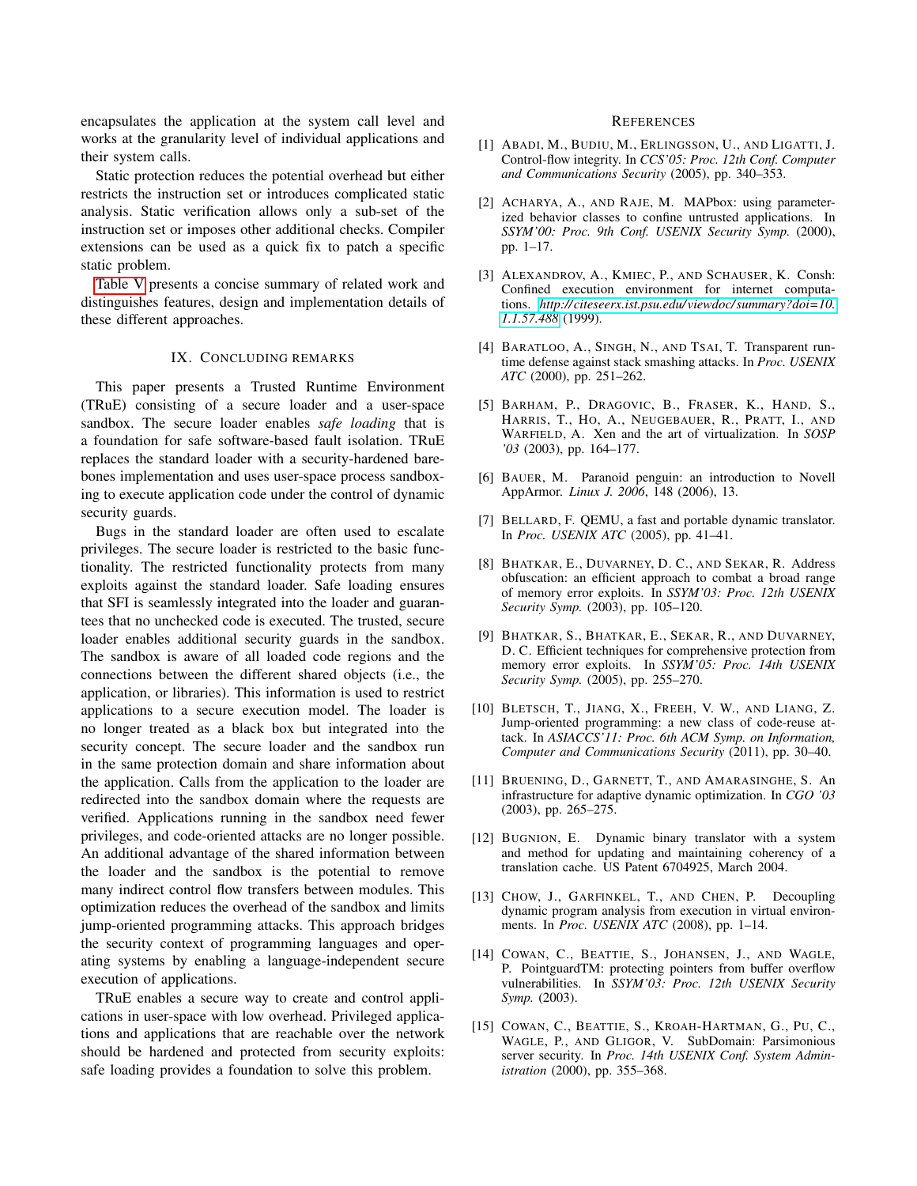encapsulates the application at the system call level and works at the granularity level of individual applications and their system calls.

Static protection reduces the potential overhead but either restricts the instruction set or introduces complicated static analysis. Static verification allows only a sub-set of the instruction set or imposes other additional checks. Compiler extensions can be used as a quick fix to patch a specific static problem.

Table V presents a concise summary of related work and distinguishes features, design and implementation details of these different approaches.

## IX. Concluding remarks

This paper presents a Trusted Runtime Environment (TRuE) consisting of a secure loader and a user-space sandbox. The secure loader enables *safe loading* that is a foundation for safe software-based fault isolation. TRuE replaces the standard loader with a security-hardened bare-bones implementation and uses user-space process sandboxing to execute application code under the control of dynamic security guards.

Bugs in the standard loader are often used to escalate privileges. The secure loader is restricted to the basic functionality. The restricted functionality protects from many exploits against the standard loader. Safe loading ensures that SFI is seamlessly integrated into the loader and guarantees that no unchecked code is executed. The trusted, secure loader enables additional security guards in the sandbox. The sandbox is aware of all loaded code regions and the connections between the different shared objects (i.e., the application, or libraries). This information is used to restrict applications to a secure execution model. The loader is no longer treated as a black box but integrated into the security concept. The secure loader and the sandbox run in the same protection domain and share information about the application. Calls from the application to the loader are redirected into the sandbox domain where the requests are verified. Applications running in the sandbox need fewer privileges, and code-oriented attacks are no longer possible. An additional advantage of the shared information between the loader and the sandbox is the potential to remove many indirect control flow transfers between modules. This optimization reduces the overhead of the sandbox and limits jump-oriented programming attacks. This approach bridges the security context of programming languages and operating systems by enabling a language-independent secure execution of applications.

TRuE enables a secure way to create and control applications in user-space with low overhead. Privileged applications and applications that are reachable over the network should be hardened and protected from security exploits: safe loading provides a foundation to solve this problem.

## References

[1] Abadi, M., Budiu, M., Erlingsson, U., and Ligatti, J. Control-flow integrity. In *CCS'05: Proc. 12th Conf. Computer and Communications Security* (2005), pp. 340–353.

[2] Acharya, A., and Raje, M. MAPbox: using parameterized behavior classes to confine untrusted applications. In *SSYM'00: Proc. 9th Conf. USENIX Security Symp.* (2000), pp. 1–17.

[3] Alexandrov, A., Kmiec, P., and Schauser, K. Consh: Confined execution environment for internet computations. *http://citeseerx.ist.psu.edu/viewdoc/summary?doi=10.1.1.57.488* (1999).

[4] Baratloo, A., Singh, N., and Tsai, T. Transparent runtime defense against stack smashing attacks. In *Proc. USENIX ATC* (2000), pp. 251–262.

[5] Barham, P., Dragovic, B., Fraser, K., Hand, S., Harris, T., Ho, A., Neugebauer, R., Pratt, I., and Warfield, A. Xen and the art of virtualization. In *SOSP '03* (2003), pp. 164–177.

[6] Bauer, M. Paranoid penguin: an introduction to Novell AppArmor. *Linux J. 2006*, 148 (2006), 13.

[7] Bellard, F. QEMU, a fast and portable dynamic translator. In *Proc. USENIX ATC* (2005), pp. 41–41.

[8] Bhatkar, E., Duvarney, D. C., and Sekar, R. Address obfuscation: an efficient approach to combat a broad range of memory error exploits. In *SSYM'03: Proc. 12th USENIX Security Symp.* (2003), pp. 105–120.

[9] Bhatkar, S., Bhatkar, E., Sekar, R., and Duvarney, D. C. Efficient techniques for comprehensive protection from memory error exploits. In *SSYM'05: Proc. 14th USENIX Security Symp.* (2005), pp. 255–270.

[10] Bletsch, T., Jiang, X., Freeh, V. W., and Liang, Z. Jump-oriented programming: a new class of code-reuse attack. In *ASIACCS'11: Proc. 6th ACM Symp. on Information, Computer and Communications Security* (2011), pp. 30–40.

[11] Bruening, D., Garnett, T., and Amarasinghe, S. An infrastructure for adaptive dynamic optimization. In *CGO '03* (2003), pp. 265–275.

[12] Bugnion, E. Dynamic binary translator with a system and method for updating and maintaining coherency of a translation cache. US Patent 6704925, March 2004.

[13] Chow, J., Garfinkel, T., and Chen, P. Decoupling dynamic program analysis from execution in virtual environments. In *Proc. USENIX ATC* (2008), pp. 1–14.

[14] Cowan, C., Beattie, S., Johansen, J., and Wagle, P. PointguardTM: protecting pointers from buffer overflow vulnerabilities. In *SSYM'03: Proc. 12th USENIX Security Symp.* (2003).

[15] Cowan, C., Beattie, S., Kroah-Hartman, G., Pu, C., Wagle, P., and Gligor, V. SubDomain: Parsimonious server security. In *Proc. 14th USENIX Conf. System Administration* (2000), pp. 355–368.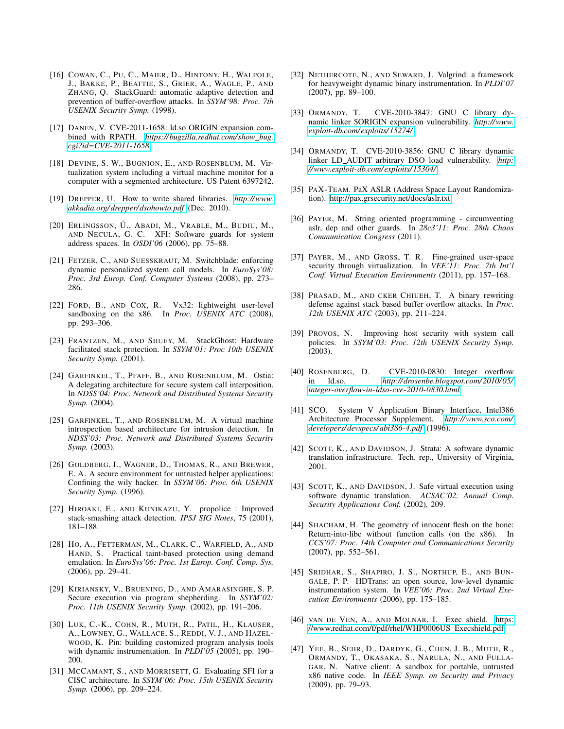[16] Cowan, C., Pu, C., Maier, D., Hintony, H., Walpole, J., Bakke, P., Beattie, S., Grier, A., Wagle, P., and Zhang, Q. StackGuard: automatic adaptive detection and prevention of buffer-overflow attacks. In *SSYM'98: Proc. 7th USENIX Security Symp.* (1998).

[17] Danen, V. CVE-2011-1658: ld.so ORIGIN expansion combined with RPATH. *https://bugzilla.redhat.com/show_bug.cgi?id=CVE-2011-1658*

[18] Devine, S. W., Bugnion, E., and Rosenblum, M. Virtualization system including a virtual machine monitor for a computer with a segmented architecture. US Patent 6397242.

[19] Drepper, U. How to write shared libraries. *http://www.akkadia.org/drepper/dsohowto.pdf* (Dec. 2010).

[20] Erlingsson, Ú., Abadi, M., Vrable, M., Budiu, M., and Necula, G. C. XFI: Software guards for system address spaces. In *OSDI'06* (2006), pp. 75–88.

[21] Fetzer, C., and Suesskraut, M. Switchblade: enforcing dynamic personalized system call models. In *EuroSys'08: Proc. 3rd Europ. Conf. Computer Systems* (2008), pp. 273–286.

[22] Ford, B., and Cox, R. Vx32: lightweight user-level sandboxing on the x86. In *Proc. USENIX ATC* (2008), pp. 293–306.

[23] Frantzen, M., and Shuey, M. StackGhost: Hardware facilitated stack protection. In *SSYM'01: Proc 10th USENIX Security Symp.* (2001).

[24] Garfinkel, T., Pfaff, B., and Rosenblum, M. Ostia: A delegating architecture for secure system call interposition. In *NDSS'04: Proc. Network and Distributed Systems Security Symp.* (2004).

[25] Garfinkel, T., and Rosenblum, M. A virtual machine introspection based architecture for intrusion detection. In *NDSS'03: Proc. Network and Distributed Systems Security Symp.* (2003).

[26] Goldberg, I., Wagner, D., Thomas, R., and Brewer, E. A. A secure environment for untrusted helper applications: Confining the wily hacker. In *SSYM'06: Proc. 6th USENIX Security Symp.* (1996).

[27] Hiroaki, E., and Kunikazu, Y. propolice : Improved stack-smashing attack detection. *IPSJ SIG Notes*, 75 (2001), 181–188.

[28] Ho, A., Fetterman, M., Clark, C., Warfield, A., and Hand, S. Practical taint-based protection using demand emulation. In *EuroSys'06: Proc. 1st Europ. Conf. Comp. Sys.* (2006), pp. 29–41.

[29] Kiriansky, V., Bruening, D., and Amarasinghe, S. P. Secure execution via program shepherding. In *SSYM'02: Proc. 11th USENIX Security Symp.* (2002), pp. 191–206.

[30] Luk, C.-K., Cohn, R., Muth, R., Patil, H., Klauser, A., Lowney, G., Wallace, S., Reddi, V. J., and Hazelwood, K. Pin: building customized program analysis tools with dynamic instrumentation. In *PLDI'05* (2005), pp. 190–200.

[31] McCamant, S., and Morrisett, G. Evaluating SFI for a CISC architecture. In *SSYM'06: Proc. 15th USENIX Security Symp.* (2006), pp. 209–224.

[32] Nethercote, N., and Seward, J. Valgrind: a framework for heavyweight dynamic binary instrumentation. In *PLDI'07* (2007), pp. 89–100.

[33] Ormandy, T. CVE-2010-3847: GNU C library dynamic linker $ORIGIN expansion vulnerability. *http://www.exploit-db.com/exploits/15274/*

[34] Ormandy, T. CVE-2010-3856: GNU C library dynamic linker LD_AUDIT arbitrary DSO load vulnerability. *http://www.exploit-db.com/exploits/15304/*

[35] PaX-Team. PaX ASLR (Address Space Layout Randomization). http://pax.grsecurity.net/docs/aslr.txt

[36] Payer, M. String oriented programming - circumventing aslr, dep and other guards. In *28c3'11: Proc. 28th Chaos Communication Congress* (2011).

[37] Payer, M., and Gross, T. R. Fine-grained user-space security through virtualization. In *VEE'11: Proc. 7th Int'l Conf. Virtual Execution Environments* (2011), pp. 157–168.

[38] Prasad, M., and cker Chiueh, T. A binary rewriting defense against stack based buffer overflow attacks. In *Proc. 12th USENIX ATC* (2003), pp. 211–224.

[39] Provos, N. Improving host security with system call policies. In *SSYM'03: Proc. 12th USENIX Security Symp.* (2003).

[40] Rosenberg, D. CVE-2010-0830: Integer overflow in ld.so. *http://drosenbe.blogspot.com/2010/05/integer-overflow-in-ldso-cve-2010-0830.html*

[41] SCO. System V Application Binary Interface, Intel386 Architecture Processor Supplement. *http://www.sco.com/developers/devspecs/abi386-4.pdf* (1996).

[42] Scott, K., and Davidson, J. Strata: A software dynamic translation infrastructure. Tech. rep., University of Virginia, 2001.

[43] Scott, K., and Davidson, J. Safe virtual execution using software dynamic translation. *ACSAC'02: Annual Comp. Security Applications Conf.* (2002), 209.

[44] Shacham, H. The geometry of innocent flesh on the bone: Return-into-libc without function calls (on the x86). In *CCS'07: Proc. 14th Computer and Communications Security* (2007), pp. 552–561.

[45] Sridhar, S., Shapiro, J. S., Northup, E., and Bungale, P. P. HDTrans: an open source, low-level dynamic instrumentation system. In *VEE'06: Proc. 2nd Virtual Execution Environments* (2006), pp. 175–185.

[46] van de Ven, A., and Molnar, I. Exec shield. https://www.redhat.com/f/pdf/rhel/WHP0006US_Execshield.pdf

[47] Yee, B., Sehr, D., Dardyk, G., Chen, J. B., Muth, R., Ormandy, T., Okasaka, S., Narula, N., and Fullagar, N. Native client: A sandbox for portable, untrusted x86 native code. In *IEEE Symp. on Security and Privacy* (2009), pp. 79–93.